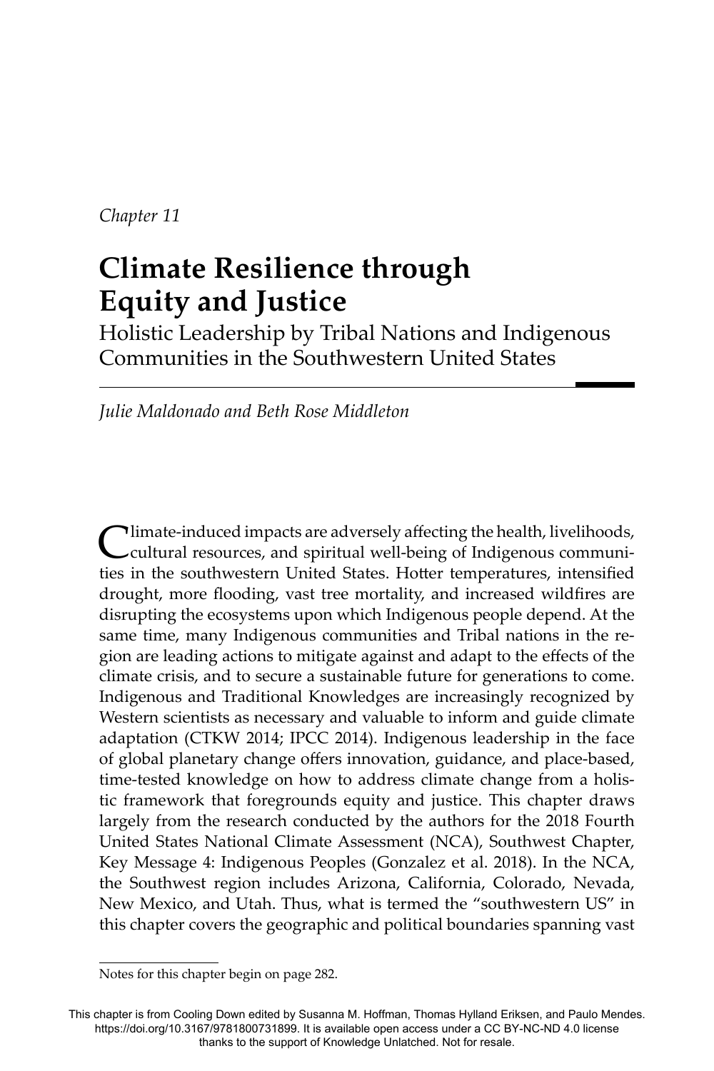*Chapter 11*

# Climate Resilience through Equity and Justice

## Holistic Leadership by Tribal Nations and Indigenous Communities in the Southwestern United States

*Julie Maldonado and Beth Rose Middleton*

Climate-induced impacts are adversely affecting the health, livelihoods, cultural resources, and spiritual well-being of Indigenous communities in the southwestern United States. Hotter temperatures, intensified drought, more flooding, vast tree mortality, and increased wildfires are disrupting the ecosystems upon which Indigenous people depend. At the same time, many Indigenous communities and Tribal nations in the region are leading actions to mitigate against and adapt to the effects of the climate crisis, and to secure a sustainable future for generations to come. Indigenous and Traditional Knowledges are increasingly recognized by Western scientists as necessary and valuable to inform and guide climate adaptation (CTKW 2014; IPCC 2014). Indigenous leadership in the face of global planetary change offers innovation, guidance, and place-based, time-tested knowledge on how to address climate change from a holistic framework that foregrounds equity and justice. This chapter draws largely from the research conducted by the authors for the 2018 Fourth United States National Climate Assessment (NCA), Southwest Chapter, Key Message 4: Indigenous Peoples (Gonzalez et al. 2018). In the NCA, the Southwest region includes Arizona, California, Colorado, Nevada, New Mexico, and Utah. Thus, what is termed the "southwestern US" in this chapter covers the geographic and political boundaries spanning vast

Notes for this chapter begin on page 282.

This chapter is from Cooling Down edited by Susanna M. Hoffman, Thomas Hylland Eriksen, and Paulo Mendes. https://doi.org/10.3167/9781800731899. It is available open access under a CC BY-NC-ND 4.0 license thanks to the support of Knowledge Unlatched. Not for resale.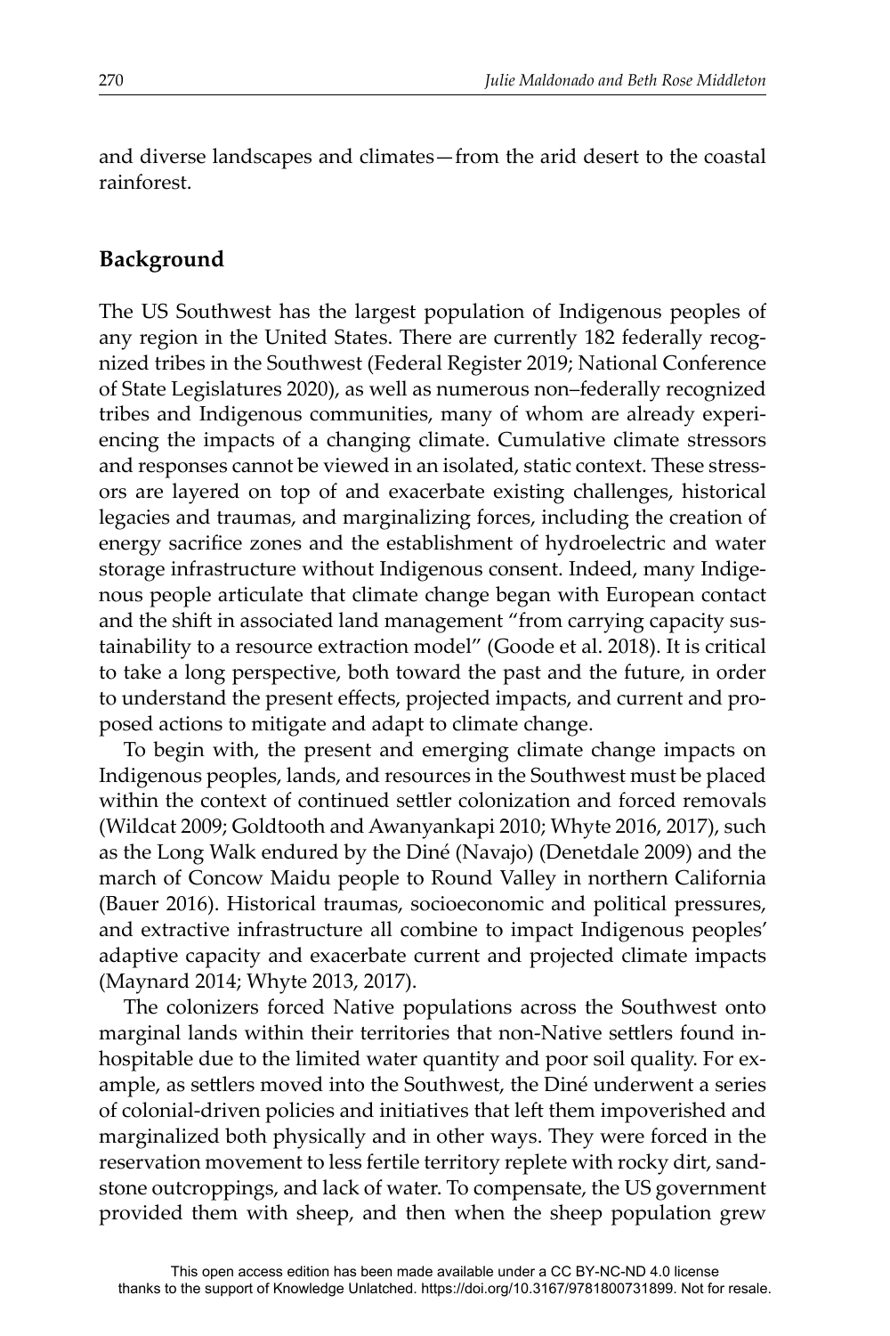and diverse landscapes and climates—from the arid desert to the coastal rainforest.

## Background

The US Southwest has the largest population of Indigenous peoples of any region in the United States. There are currently 182 federally recognized tribes in the Southwest (Federal Register 2019; National Conference of State Legislatures 2020), as well as numerous non–federally recognized tribes and Indigenous communities, many of whom are already experiencing the impacts of a changing climate. Cumulative climate stressors and responses cannot be viewed in an isolated, static context. These stressors are layered on top of and exacerbate existing challenges, historical legacies and traumas, and marginalizing forces, including the creation of energy sacrifice zones and the establishment of hydroelectric and water storage infrastructure without Indigenous consent. Indeed, many Indigenous people articulate that climate change began with European contact and the shift in associated land management "from carrying capacity sustainability to a resource extraction model" (Goode et al. 2018). It is critical to take a long perspective, both toward the past and the future, in order to understand the present effects, projected impacts, and current and proposed actions to mitigate and adapt to climate change.

To begin with, the present and emerging climate change impacts on Indigenous peoples, lands, and resources in the Southwest must be placed within the context of continued settler colonization and forced removals (Wildcat 2009; Goldtooth and Awanyankapi 2010; Whyte 2016, 2017), such as the Long Walk endured by the Diné (Navajo) (Denetdale 2009) and the march of Concow Maidu people to Round Valley in northern California (Bauer 2016). Historical traumas, socioeconomic and political pressures, and extractive infrastructure all combine to impact Indigenous peoples' adaptive capacity and exacerbate current and projected climate impacts (Maynard 2014; Whyte 2013, 2017).

The colonizers forced Native populations across the Southwest onto marginal lands within their territories that non-Native settlers found inhospitable due to the limited water quantity and poor soil quality. For example, as settlers moved into the Southwest, the Diné underwent a series of colonial-driven policies and initiatives that left them impoverished and marginalized both physically and in other ways. They were forced in the reservation movement to less fertile territory replete with rocky dirt, sandstone outcroppings, and lack of water. To compensate, the US government provided them with sheep, and then when the sheep population grew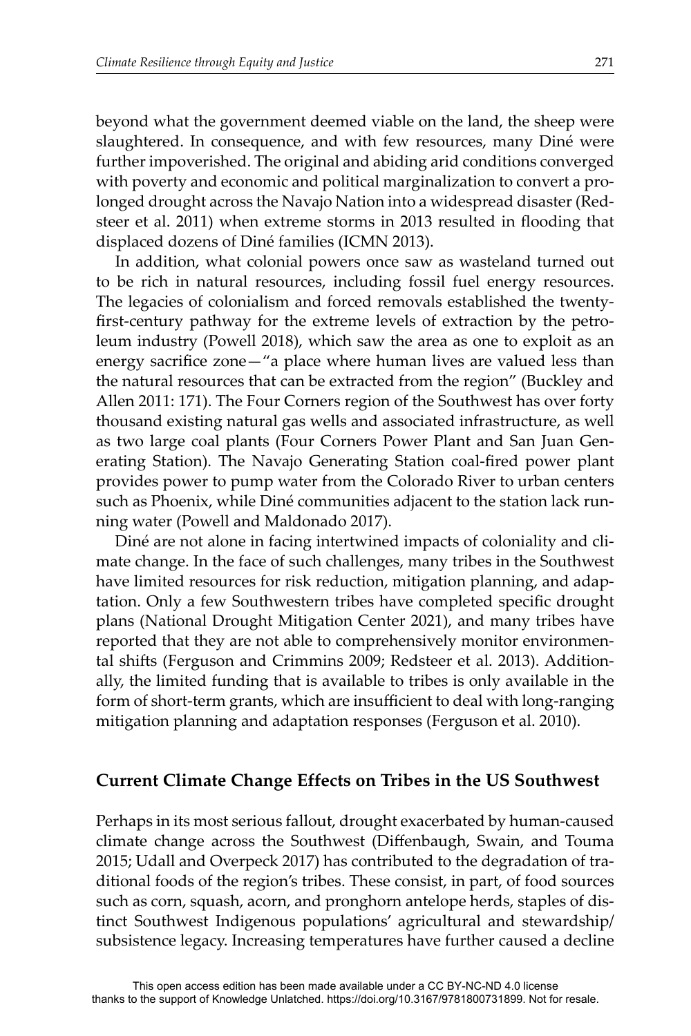beyond what the government deemed viable on the land, the sheep were slaughtered. In consequence, and with few resources, many Diné were further impoverished. The original and abiding arid conditions converged with poverty and economic and political marginalization to convert a prolonged drought across the Navajo Nation into a widespread disaster (Redsteer et al. 2011) when extreme storms in 2013 resulted in flooding that displaced dozens of Diné families (ICMN 2013).

In addition, what colonial powers once saw as wasteland turned out to be rich in natural resources, including fossil fuel energy resources. The legacies of colonialism and forced removals established the twenty-first-century pathway for the extreme levels of extraction by the petroleum industry (Powell 2018), which saw the area as one to exploit as an energy sacrifice zone—"a place where human lives are valued less than the natural resources that can be extracted from the region" (Buckley and Allen 2011: 171). The Four Corners region of the Southwest has over forty thousand existing natural gas wells and associated infrastructure, as well as two large coal plants (Four Corners Power Plant and San Juan Generating Station). The Navajo Generating Station coal-fired power plant provides power to pump water from the Colorado River to urban centers such as Phoenix, while Diné communities adjacent to the station lack running water (Powell and Maldonado 2017).

Diné are not alone in facing intertwined impacts of coloniality and climate change. In the face of such challenges, many tribes in the Southwest have limited resources for risk reduction, mitigation planning, and adaptation. Only a few Southwestern tribes have completed specific drought plans (National Drought Mitigation Center 2021), and many tribes have reported that they are not able to comprehensively monitor environmental shifts (Ferguson and Crimmins 2009; Redsteer et al. 2013). Additionally, the limited funding that is available to tribes is only available in the form of short-term grants, which are insufficient to deal with long-ranging mitigation planning and adaptation responses (Ferguson et al. 2010).

## Current Climate Change Effects on Tribes in the US Southwest

Perhaps in its most serious fallout, drought exacerbated by human-caused climate change across the Southwest (Diffenbaugh, Swain, and Touma 2015; Udall and Overpeck 2017) has contributed to the degradation of traditional foods of the region's tribes. These consist, in part, of food sources such as corn, squash, acorn, and pronghorn antelope herds, staples of distinct Southwest Indigenous populations' agricultural and stewardship/subsistence legacy. Increasing temperatures have further caused a decline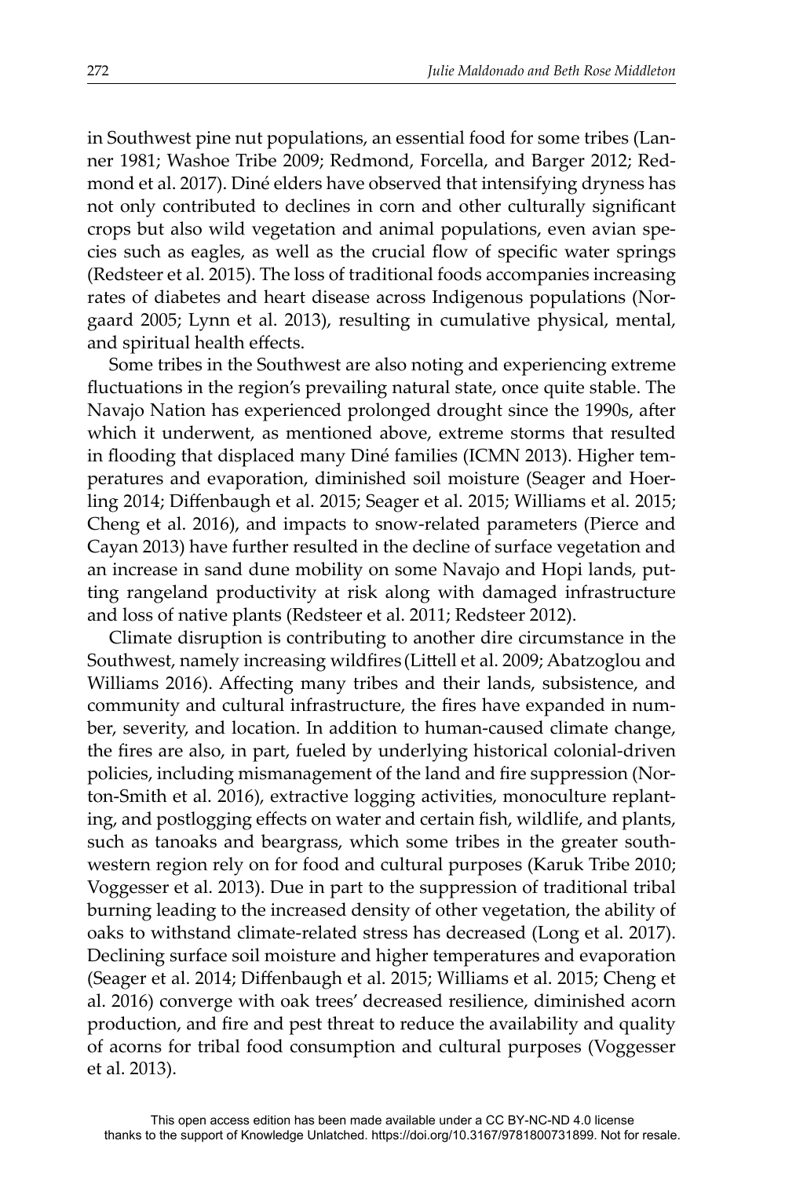in Southwest pine nut populations, an essential food for some tribes (Lanner 1981; Washoe Tribe 2009; Redmond, Forcella, and Barger 2012; Redmond et al. 2017). Diné elders have observed that intensifying dryness has not only contributed to declines in corn and other culturally significant crops but also wild vegetation and animal populations, even avian species such as eagles, as well as the crucial flow of specific water springs (Redsteer et al. 2015). The loss of traditional foods accompanies increasing rates of diabetes and heart disease across Indigenous populations (Norgaard 2005; Lynn et al. 2013), resulting in cumulative physical, mental, and spiritual health effects.

Some tribes in the Southwest are also noting and experiencing extreme fluctuations in the region's prevailing natural state, once quite stable. The Navajo Nation has experienced prolonged drought since the 1990s, after which it underwent, as mentioned above, extreme storms that resulted in flooding that displaced many Diné families (ICMN 2013). Higher temperatures and evaporation, diminished soil moisture (Seager and Hoerling 2014; Diffenbaugh et al. 2015; Seager et al. 2015; Williams et al. 2015; Cheng et al. 2016), and impacts to snow-related parameters (Pierce and Cayan 2013) have further resulted in the decline of surface vegetation and an increase in sand dune mobility on some Navajo and Hopi lands, putting rangeland productivity at risk along with damaged infrastructure and loss of native plants (Redsteer et al. 2011; Redsteer 2012).

Climate disruption is contributing to another dire circumstance in the Southwest, namely increasing wildfires (Littell et al. 2009; Abatzoglou and Williams 2016). Affecting many tribes and their lands, subsistence, and community and cultural infrastructure, the fires have expanded in number, severity, and location. In addition to human-caused climate change, the fires are also, in part, fueled by underlying historical colonial-driven policies, including mismanagement of the land and fire suppression (Norton-Smith et al. 2016), extractive logging activities, monoculture replanting, and postlogging effects on water and certain fish, wildlife, and plants, such as tanoaks and beargrass, which some tribes in the greater southwestern region rely on for food and cultural purposes (Karuk Tribe 2010; Voggesser et al. 2013). Due in part to the suppression of traditional tribal burning leading to the increased density of other vegetation, the ability of oaks to withstand climate-related stress has decreased (Long et al. 2017). Declining surface soil moisture and higher temperatures and evaporation (Seager et al. 2014; Diffenbaugh et al. 2015; Williams et al. 2015; Cheng et al. 2016) converge with oak trees' decreased resilience, diminished acorn production, and fire and pest threat to reduce the availability and quality of acorns for tribal food consumption and cultural purposes (Voggesser et al. 2013).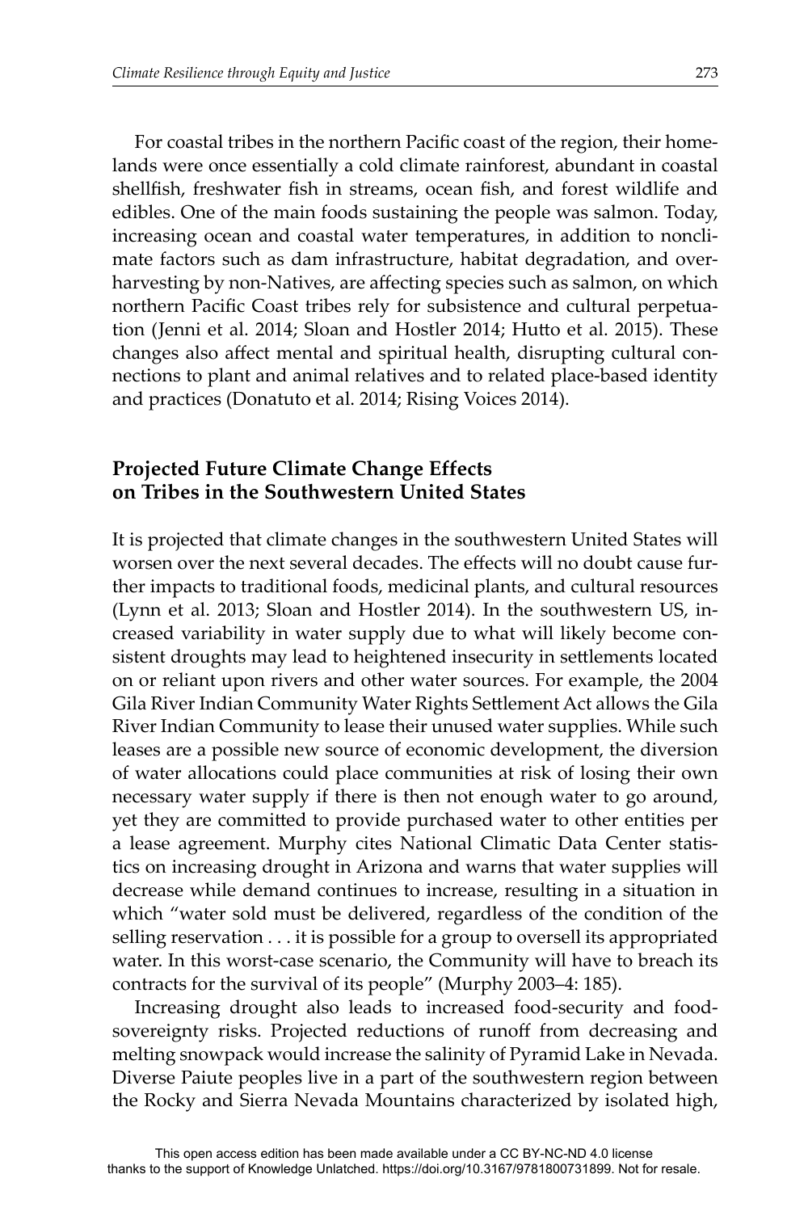For coastal tribes in the northern Pacific coast of the region, their homelands were once essentially a cold climate rainforest, abundant in coastal shellfish, freshwater fish in streams, ocean fish, and forest wildlife and edibles. One of the main foods sustaining the people was salmon. Today, increasing ocean and coastal water temperatures, in addition to nonclimate factors such as dam infrastructure, habitat degradation, and overharvesting by non-Natives, are affecting species such as salmon, on which northern Pacific Coast tribes rely for subsistence and cultural perpetuation (Jenni et al. 2014; Sloan and Hostler 2014; Hutto et al. 2015). These changes also affect mental and spiritual health, disrupting cultural connections to plant and animal relatives and to related place-based identity and practices (Donatuto et al. 2014; Rising Voices 2014).

## Projected Future Climate Change Effects on Tribes in the Southwestern United States

It is projected that climate changes in the southwestern United States will worsen over the next several decades. The effects will no doubt cause further impacts to traditional foods, medicinal plants, and cultural resources (Lynn et al. 2013; Sloan and Hostler 2014). In the southwestern US, increased variability in water supply due to what will likely become consistent droughts may lead to heightened insecurity in settlements located on or reliant upon rivers and other water sources. For example, the 2004 Gila River Indian Community Water Rights Settlement Act allows the Gila River Indian Community to lease their unused water supplies. While such leases are a possible new source of economic development, the diversion of water allocations could place communities at risk of losing their own necessary water supply if there is then not enough water to go around, yet they are committed to provide purchased water to other entities per a lease agreement. Murphy cites National Climatic Data Center statistics on increasing drought in Arizona and warns that water supplies will decrease while demand continues to increase, resulting in a situation in which "water sold must be delivered, regardless of the condition of the selling reservation . . . it is possible for a group to oversell its appropriated water. In this worst-case scenario, the Community will have to breach its contracts for the survival of its people" (Murphy 2003–4: 185).

Increasing drought also leads to increased food-security and food-sovereignty risks. Projected reductions of runoff from decreasing and melting snowpack would increase the salinity of Pyramid Lake in Nevada. Diverse Paiute peoples live in a part of the southwestern region between the Rocky and Sierra Nevada Mountains characterized by isolated high,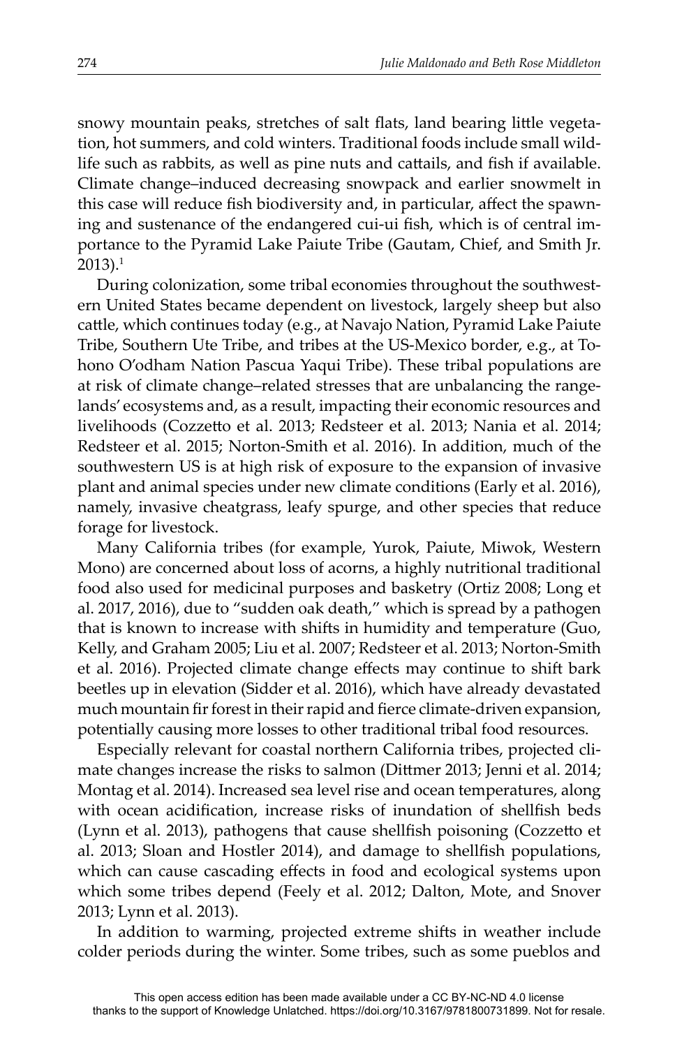snowy mountain peaks, stretches of salt flats, land bearing little vegetation, hot summers, and cold winters. Traditional foods include small wildlife such as rabbits, as well as pine nuts and cattails, and fish if available. Climate change–induced decreasing snowpack and earlier snowmelt in this case will reduce fish biodiversity and, in particular, affect the spawning and sustenance of the endangered cui-ui fish, which is of central importance to the Pyramid Lake Paiute Tribe (Gautam, Chief, and Smith Jr. 2013).[1]

During colonization, some tribal economies throughout the southwestern United States became dependent on livestock, largely sheep but also cattle, which continues today (e.g., at Navajo Nation, Pyramid Lake Paiute Tribe, Southern Ute Tribe, and tribes at the US-Mexico border, e.g., at Tohono O'odham Nation Pascua Yaqui Tribe). These tribal populations are at risk of climate change–related stresses that are unbalancing the rangelands' ecosystems and, as a result, impacting their economic resources and livelihoods (Cozzetto et al. 2013; Redsteer et al. 2013; Nania et al. 2014; Redsteer et al. 2015; Norton-Smith et al. 2016). In addition, much of the southwestern US is at high risk of exposure to the expansion of invasive plant and animal species under new climate conditions (Early et al. 2016), namely, invasive cheatgrass, leafy spurge, and other species that reduce forage for livestock.

Many California tribes (for example, Yurok, Paiute, Miwok, Western Mono) are concerned about loss of acorns, a highly nutritional traditional food also used for medicinal purposes and basketry (Ortiz 2008; Long et al. 2017, 2016), due to "sudden oak death," which is spread by a pathogen that is known to increase with shifts in humidity and temperature (Guo, Kelly, and Graham 2005; Liu et al. 2007; Redsteer et al. 2013; Norton-Smith et al. 2016). Projected climate change effects may continue to shift bark beetles up in elevation (Sidder et al. 2016), which have already devastated much mountain fir forest in their rapid and fierce climate-driven expansion, potentially causing more losses to other traditional tribal food resources.

Especially relevant for coastal northern California tribes, projected climate changes increase the risks to salmon (Dittmer 2013; Jenni et al. 2014; Montag et al. 2014). Increased sea level rise and ocean temperatures, along with ocean acidification, increase risks of inundation of shellfish beds (Lynn et al. 2013), pathogens that cause shellfish poisoning (Cozzetto et al. 2013; Sloan and Hostler 2014), and damage to shellfish populations, which can cause cascading effects in food and ecological systems upon which some tribes depend (Feely et al. 2012; Dalton, Mote, and Snover 2013; Lynn et al. 2013).

In addition to warming, projected extreme shifts in weather include colder periods during the winter. Some tribes, such as some pueblos and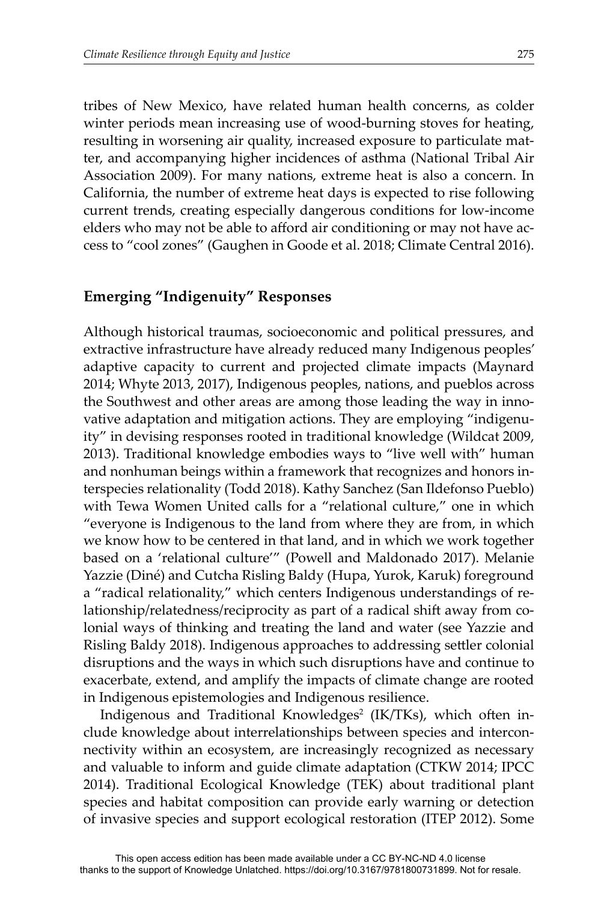tribes of New Mexico, have related human health concerns, as colder winter periods mean increasing use of wood-burning stoves for heating, resulting in worsening air quality, increased exposure to particulate matter, and accompanying higher incidences of asthma (National Tribal Air Association 2009). For many nations, extreme heat is also a concern. In California, the number of extreme heat days is expected to rise following current trends, creating especially dangerous conditions for low-income elders who may not be able to afford air conditioning or may not have access to "cool zones" (Gaughen in Goode et al. 2018; Climate Central 2016).

## Emerging "Indigenuity" Responses

Although historical traumas, socioeconomic and political pressures, and extractive infrastructure have already reduced many Indigenous peoples' adaptive capacity to current and projected climate impacts (Maynard 2014; Whyte 2013, 2017), Indigenous peoples, nations, and pueblos across the Southwest and other areas are among those leading the way in innovative adaptation and mitigation actions. They are employing "indigenuity" in devising responses rooted in traditional knowledge (Wildcat 2009, 2013). Traditional knowledge embodies ways to "live well with" human and nonhuman beings within a framework that recognizes and honors interspecies relationality (Todd 2018). Kathy Sanchez (San Ildefonso Pueblo) with Tewa Women United calls for a "relational culture," one in which "everyone is Indigenous to the land from where they are from, in which we know how to be centered in that land, and in which we work together based on a 'relational culture'" (Powell and Maldonado 2017). Melanie Yazzie (Diné) and Cutcha Risling Baldy (Hupa, Yurok, Karuk) foreground a "radical relationality," which centers Indigenous understandings of relationship/relatedness/reciprocity as part of a radical shift away from colonial ways of thinking and treating the land and water (see Yazzie and Risling Baldy 2018). Indigenous approaches to addressing settler colonial disruptions and the ways in which such disruptions have and continue to exacerbate, extend, and amplify the impacts of climate change are rooted in Indigenous epistemologies and Indigenous resilience.

Indigenous and Traditional Knowledges[2] (IK/TKs), which often include knowledge about interrelationships between species and interconnectivity within an ecosystem, are increasingly recognized as necessary and valuable to inform and guide climate adaptation (CTKW 2014; IPCC 2014). Traditional Ecological Knowledge (TEK) about traditional plant species and habitat composition can provide early warning or detection of invasive species and support ecological restoration (ITEP 2012). Some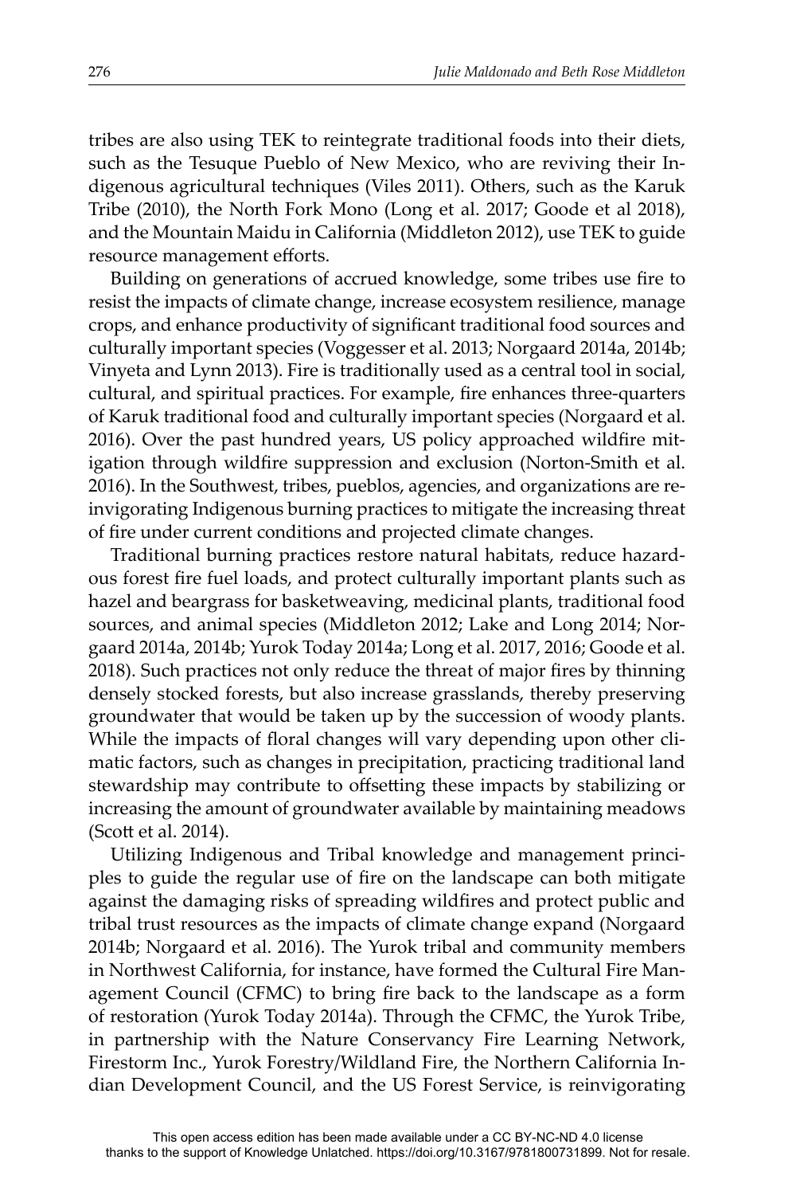tribes are also using TEK to reintegrate traditional foods into their diets, such as the Tesuque Pueblo of New Mexico, who are reviving their Indigenous agricultural techniques (Viles 2011). Others, such as the Karuk Tribe (2010), the North Fork Mono (Long et al. 2017; Goode et al 2018), and the Mountain Maidu in California (Middleton 2012), use TEK to guide resource management efforts.

Building on generations of accrued knowledge, some tribes use fire to resist the impacts of climate change, increase ecosystem resilience, manage crops, and enhance productivity of significant traditional food sources and culturally important species (Voggesser et al. 2013; Norgaard 2014a, 2014b; Vinyeta and Lynn 2013). Fire is traditionally used as a central tool in social, cultural, and spiritual practices. For example, fire enhances three-quarters of Karuk traditional food and culturally important species (Norgaard et al. 2016). Over the past hundred years, US policy approached wildfire mitigation through wildfire suppression and exclusion (Norton-Smith et al. 2016). In the Southwest, tribes, pueblos, agencies, and organizations are reinvigorating Indigenous burning practices to mitigate the increasing threat of fire under current conditions and projected climate changes.

Traditional burning practices restore natural habitats, reduce hazardous forest fire fuel loads, and protect culturally important plants such as hazel and beargrass for basketweaving, medicinal plants, traditional food sources, and animal species (Middleton 2012; Lake and Long 2014; Norgaard 2014a, 2014b; Yurok Today 2014a; Long et al. 2017, 2016; Goode et al. 2018). Such practices not only reduce the threat of major fires by thinning densely stocked forests, but also increase grasslands, thereby preserving groundwater that would be taken up by the succession of woody plants. While the impacts of floral changes will vary depending upon other climatic factors, such as changes in precipitation, practicing traditional land stewardship may contribute to offsetting these impacts by stabilizing or increasing the amount of groundwater available by maintaining meadows (Scott et al. 2014).

Utilizing Indigenous and Tribal knowledge and management principles to guide the regular use of fire on the landscape can both mitigate against the damaging risks of spreading wildfires and protect public and tribal trust resources as the impacts of climate change expand (Norgaard 2014b; Norgaard et al. 2016). The Yurok tribal and community members in Northwest California, for instance, have formed the Cultural Fire Management Council (CFMC) to bring fire back to the landscape as a form of restoration (Yurok Today 2014a). Through the CFMC, the Yurok Tribe, in partnership with the Nature Conservancy Fire Learning Network, Firestorm Inc., Yurok Forestry/Wildland Fire, the Northern California Indian Development Council, and the US Forest Service, is reinvigorating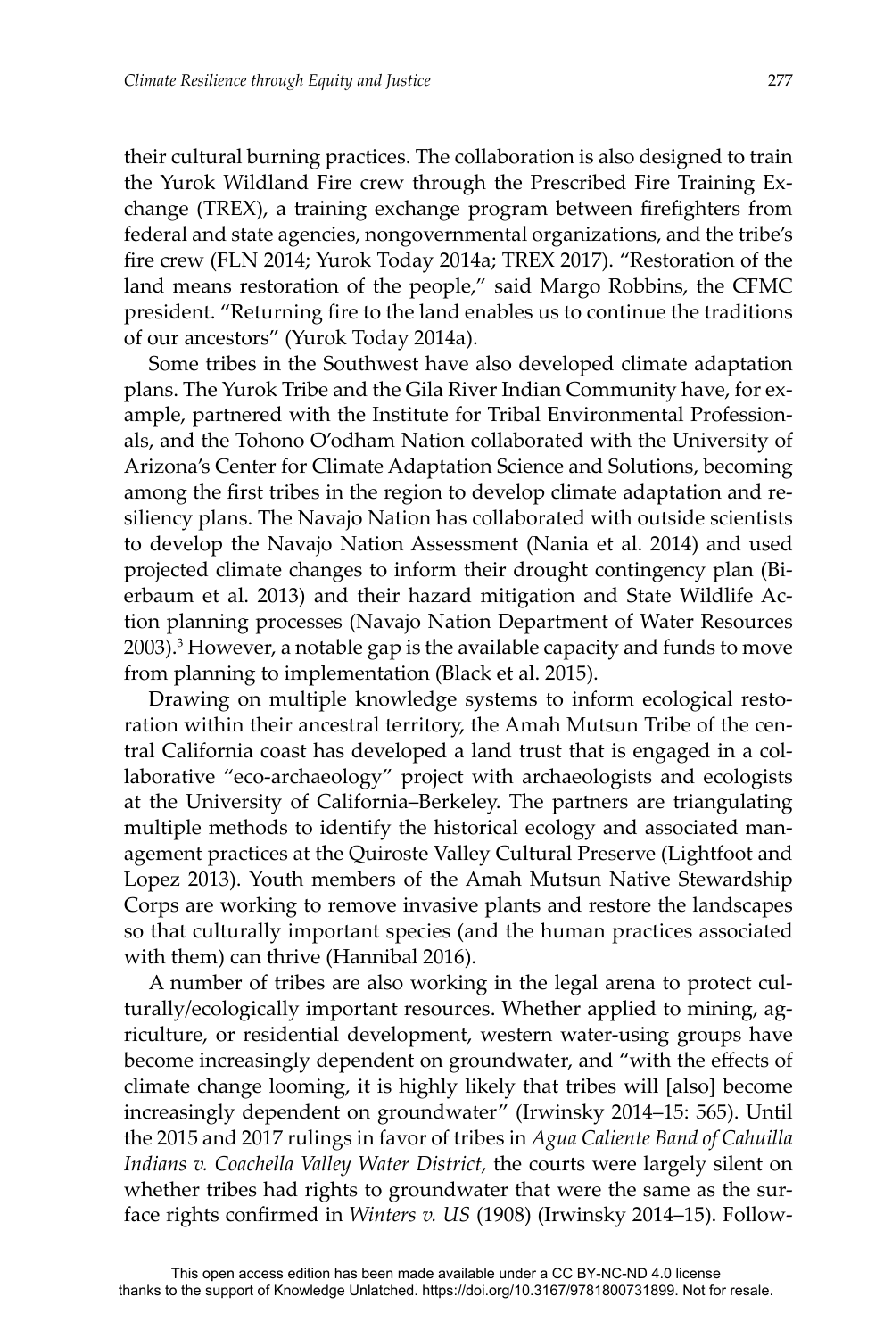their cultural burning practices. The collaboration is also designed to train the Yurok Wildland Fire crew through the Prescribed Fire Training Exchange (TREX), a training exchange program between firefighters from federal and state agencies, nongovernmental organizations, and the tribe's fire crew (FLN 2014; Yurok Today 2014a; TREX 2017). "Restoration of the land means restoration of the people," said Margo Robbins, the CFMC president. "Returning fire to the land enables us to continue the traditions of our ancestors" (Yurok Today 2014a).

Some tribes in the Southwest have also developed climate adaptation plans. The Yurok Tribe and the Gila River Indian Community have, for example, partnered with the Institute for Tribal Environmental Professionals, and the Tohono O'odham Nation collaborated with the University of Arizona's Center for Climate Adaptation Science and Solutions, becoming among the first tribes in the region to develop climate adaptation and resiliency plans. The Navajo Nation has collaborated with outside scientists to develop the Navajo Nation Assessment (Nania et al. 2014) and used projected climate changes to inform their drought contingency plan (Bierbaum et al. 2013) and their hazard mitigation and State Wildlife Action planning processes (Navajo Nation Department of Water Resources 2003).[3] However, a notable gap is the available capacity and funds to move from planning to implementation (Black et al. 2015).

Drawing on multiple knowledge systems to inform ecological restoration within their ancestral territory, the Amah Mutsun Tribe of the central California coast has developed a land trust that is engaged in a collaborative "eco-archaeology" project with archaeologists and ecologists at the University of California–Berkeley. The partners are triangulating multiple methods to identify the historical ecology and associated management practices at the Quiroste Valley Cultural Preserve (Lightfoot and Lopez 2013). Youth members of the Amah Mutsun Native Stewardship Corps are working to remove invasive plants and restore the landscapes so that culturally important species (and the human practices associated with them) can thrive (Hannibal 2016).

A number of tribes are also working in the legal arena to protect culturally/ecologically important resources. Whether applied to mining, agriculture, or residential development, western water-using groups have become increasingly dependent on groundwater, and "with the effects of climate change looming, it is highly likely that tribes will [also] become increasingly dependent on groundwater" (Irwinsky 2014–15: 565). Until the 2015 and 2017 rulings in favor of tribes in *Agua Caliente Band of Cahuilla Indians v. Coachella Valley Water District*, the courts were largely silent on whether tribes had rights to groundwater that were the same as the surface rights confirmed in *Winters v. US* (1908) (Irwinsky 2014–15). Follow-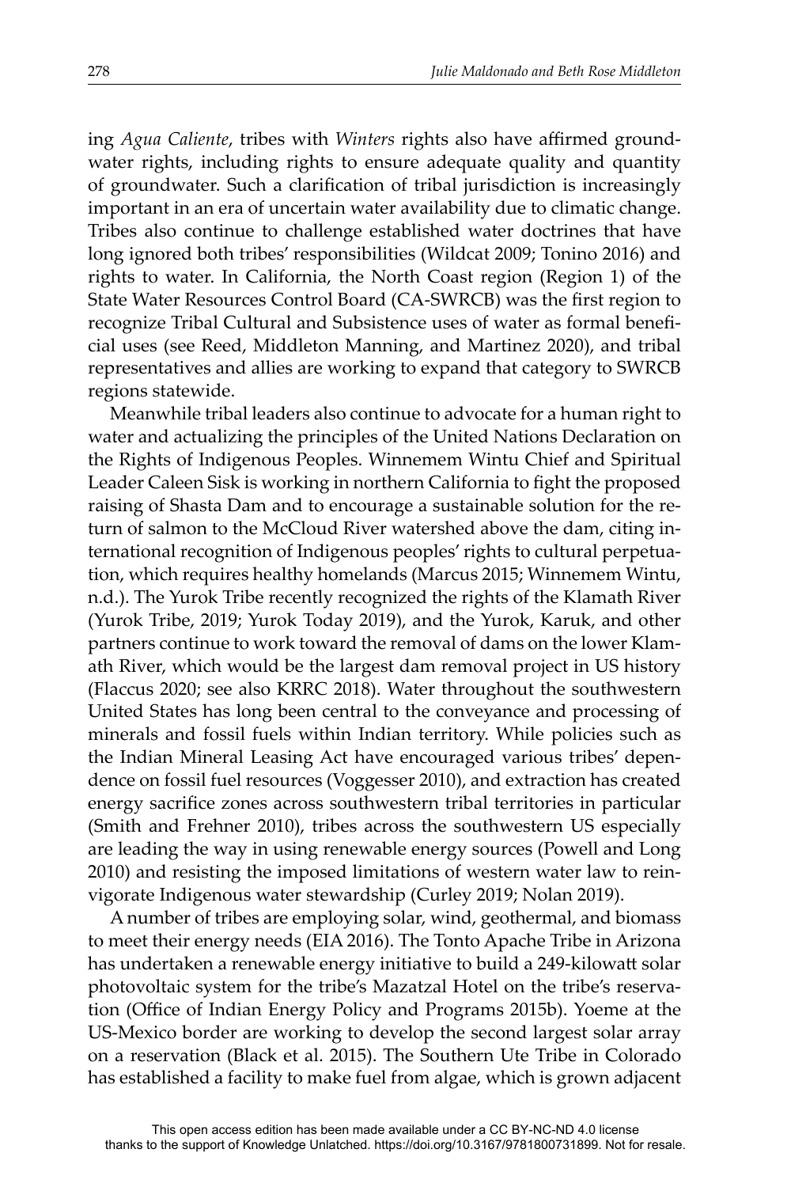ing *Agua Caliente*, tribes with *Winters* rights also have affirmed groundwater rights, including rights to ensure adequate quality and quantity of groundwater. Such a clarification of tribal jurisdiction is increasingly important in an era of uncertain water availability due to climatic change. Tribes also continue to challenge established water doctrines that have long ignored both tribes' responsibilities (Wildcat 2009; Tonino 2016) and rights to water. In California, the North Coast region (Region 1) of the State Water Resources Control Board (CA-SWRCB) was the first region to recognize Tribal Cultural and Subsistence uses of water as formal beneficial uses (see Reed, Middleton Manning, and Martinez 2020), and tribal representatives and allies are working to expand that category to SWRCB regions statewide.

Meanwhile tribal leaders also continue to advocate for a human right to water and actualizing the principles of the United Nations Declaration on the Rights of Indigenous Peoples. Winnemem Wintu Chief and Spiritual Leader Caleen Sisk is working in northern California to fight the proposed raising of Shasta Dam and to encourage a sustainable solution for the return of salmon to the McCloud River watershed above the dam, citing international recognition of Indigenous peoples' rights to cultural perpetuation, which requires healthy homelands (Marcus 2015; Winnemem Wintu, n.d.). The Yurok Tribe recently recognized the rights of the Klamath River (Yurok Tribe, 2019; Yurok Today 2019), and the Yurok, Karuk, and other partners continue to work toward the removal of dams on the lower Klamath River, which would be the largest dam removal project in US history (Flaccus 2020; see also KRRC 2018). Water throughout the southwestern United States has long been central to the conveyance and processing of minerals and fossil fuels within Indian territory. While policies such as the Indian Mineral Leasing Act have encouraged various tribes' dependence on fossil fuel resources (Voggesser 2010), and extraction has created energy sacrifice zones across southwestern tribal territories in particular (Smith and Frehner 2010), tribes across the southwestern US especially are leading the way in using renewable energy sources (Powell and Long 2010) and resisting the imposed limitations of western water law to reinvigorate Indigenous water stewardship (Curley 2019; Nolan 2019).

A number of tribes are employing solar, wind, geothermal, and biomass to meet their energy needs (EIA 2016). The Tonto Apache Tribe in Arizona has undertaken a renewable energy initiative to build a 249-kilowatt solar photovoltaic system for the tribe's Mazatzal Hotel on the tribe's reservation (Office of Indian Energy Policy and Programs 2015b). Yoeme at the US-Mexico border are working to develop the second largest solar array on a reservation (Black et al. 2015). The Southern Ute Tribe in Colorado has established a facility to make fuel from algae, which is grown adjacent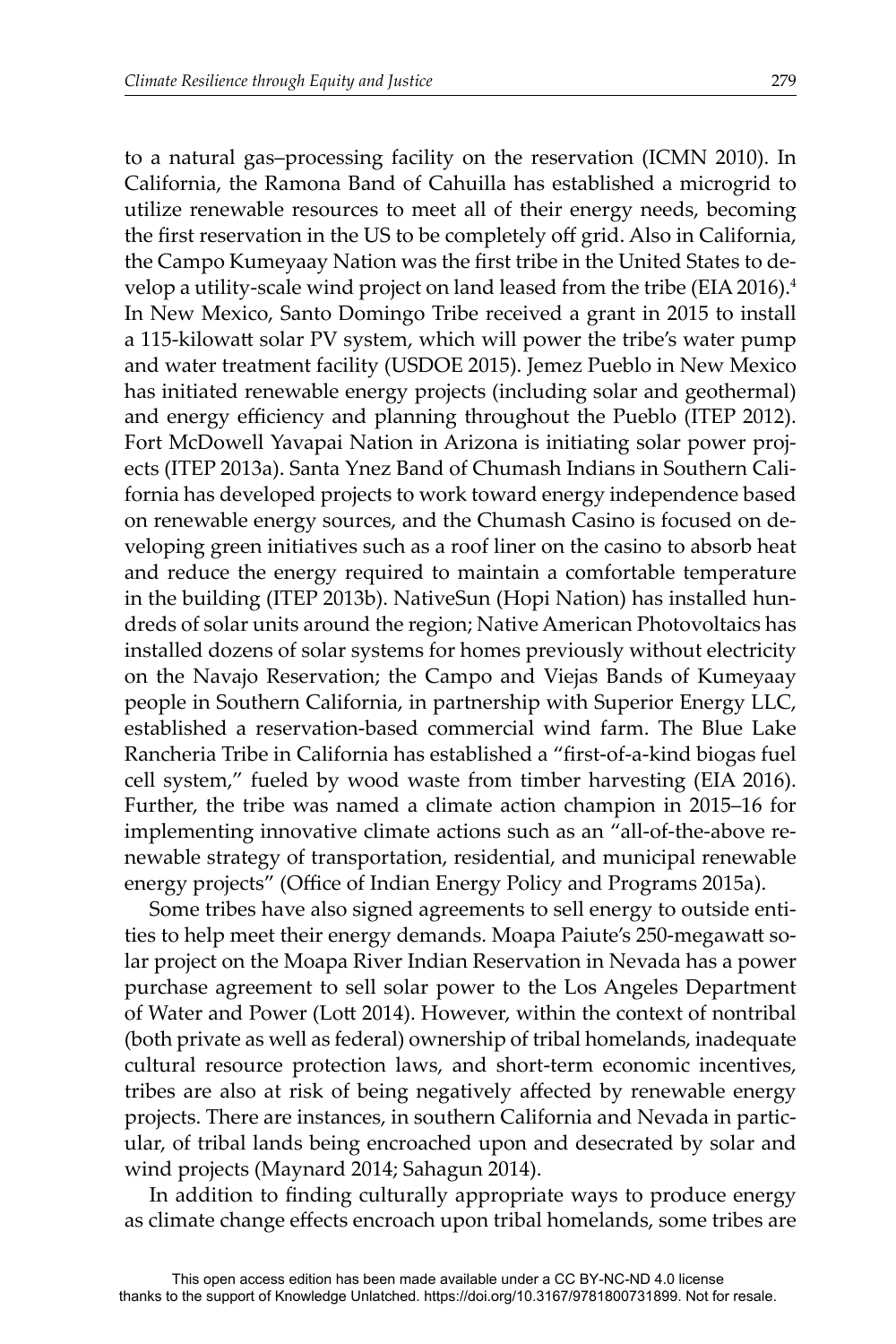to a natural gas–processing facility on the reservation (ICMN 2010). In California, the Ramona Band of Cahuilla has established a microgrid to utilize renewable resources to meet all of their energy needs, becoming the first reservation in the US to be completely off grid. Also in California, the Campo Kumeyaay Nation was the first tribe in the United States to develop a utility-scale wind project on land leased from the tribe (EIA 2016).[4] In New Mexico, Santo Domingo Tribe received a grant in 2015 to install a 115-kilowatt solar PV system, which will power the tribe's water pump and water treatment facility (USDOE 2015). Jemez Pueblo in New Mexico has initiated renewable energy projects (including solar and geothermal) and energy efficiency and planning throughout the Pueblo (ITEP 2012). Fort McDowell Yavapai Nation in Arizona is initiating solar power projects (ITEP 2013a). Santa Ynez Band of Chumash Indians in Southern California has developed projects to work toward energy independence based on renewable energy sources, and the Chumash Casino is focused on developing green initiatives such as a roof liner on the casino to absorb heat and reduce the energy required to maintain a comfortable temperature in the building (ITEP 2013b). NativeSun (Hopi Nation) has installed hundreds of solar units around the region; Native American Photovoltaics has installed dozens of solar systems for homes previously without electricity on the Navajo Reservation; the Campo and Viejas Bands of Kumeyaay people in Southern California, in partnership with Superior Energy LLC, established a reservation-based commercial wind farm. The Blue Lake Rancheria Tribe in California has established a "first-of-a-kind biogas fuel cell system," fueled by wood waste from timber harvesting (EIA 2016). Further, the tribe was named a climate action champion in 2015–16 for implementing innovative climate actions such as an "all-of-the-above renewable strategy of transportation, residential, and municipal renewable energy projects" (Office of Indian Energy Policy and Programs 2015a).

Some tribes have also signed agreements to sell energy to outside entities to help meet their energy demands. Moapa Paiute's 250-megawatt solar project on the Moapa River Indian Reservation in Nevada has a power purchase agreement to sell solar power to the Los Angeles Department of Water and Power (Lott 2014). However, within the context of nontribal (both private as well as federal) ownership of tribal homelands, inadequate cultural resource protection laws, and short-term economic incentives, tribes are also at risk of being negatively affected by renewable energy projects. There are instances, in southern California and Nevada in particular, of tribal lands being encroached upon and desecrated by solar and wind projects (Maynard 2014; Sahagun 2014).

In addition to finding culturally appropriate ways to produce energy as climate change effects encroach upon tribal homelands, some tribes are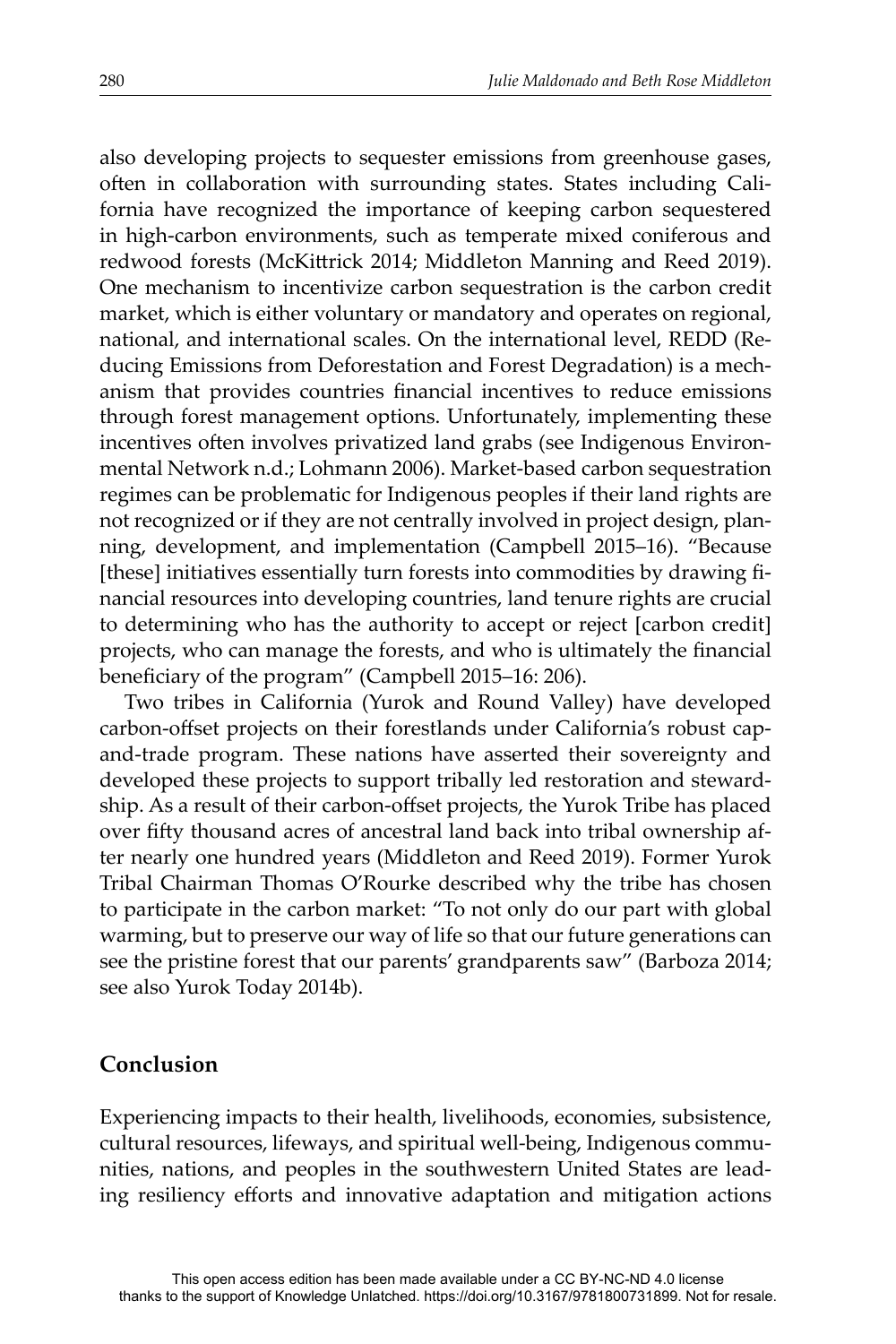also developing projects to sequester emissions from greenhouse gases, often in collaboration with surrounding states. States including California have recognized the importance of keeping carbon sequestered in high-carbon environments, such as temperate mixed coniferous and redwood forests (McKittrick 2014; Middleton Manning and Reed 2019). One mechanism to incentivize carbon sequestration is the carbon credit market, which is either voluntary or mandatory and operates on regional, national, and international scales. On the international level, REDD (Reducing Emissions from Deforestation and Forest Degradation) is a mechanism that provides countries financial incentives to reduce emissions through forest management options. Unfortunately, implementing these incentives often involves privatized land grabs (see Indigenous Environmental Network n.d.; Lohmann 2006). Market-based carbon sequestration regimes can be problematic for Indigenous peoples if their land rights are not recognized or if they are not centrally involved in project design, planning, development, and implementation (Campbell 2015–16). "Because [these] initiatives essentially turn forests into commodities by drawing financial resources into developing countries, land tenure rights are crucial to determining who has the authority to accept or reject [carbon credit] projects, who can manage the forests, and who is ultimately the financial beneficiary of the program" (Campbell 2015–16: 206).

Two tribes in California (Yurok and Round Valley) have developed carbon-offset projects on their forestlands under California's robust cap-and-trade program. These nations have asserted their sovereignty and developed these projects to support tribally led restoration and stewardship. As a result of their carbon-offset projects, the Yurok Tribe has placed over fifty thousand acres of ancestral land back into tribal ownership after nearly one hundred years (Middleton and Reed 2019). Former Yurok Tribal Chairman Thomas O'Rourke described why the tribe has chosen to participate in the carbon market: "To not only do our part with global warming, but to preserve our way of life so that our future generations can see the pristine forest that our parents' grandparents saw" (Barboza 2014; see also Yurok Today 2014b).

## Conclusion

Experiencing impacts to their health, livelihoods, economies, subsistence, cultural resources, lifeways, and spiritual well-being, Indigenous communities, nations, and peoples in the southwestern United States are leading resiliency efforts and innovative adaptation and mitigation actions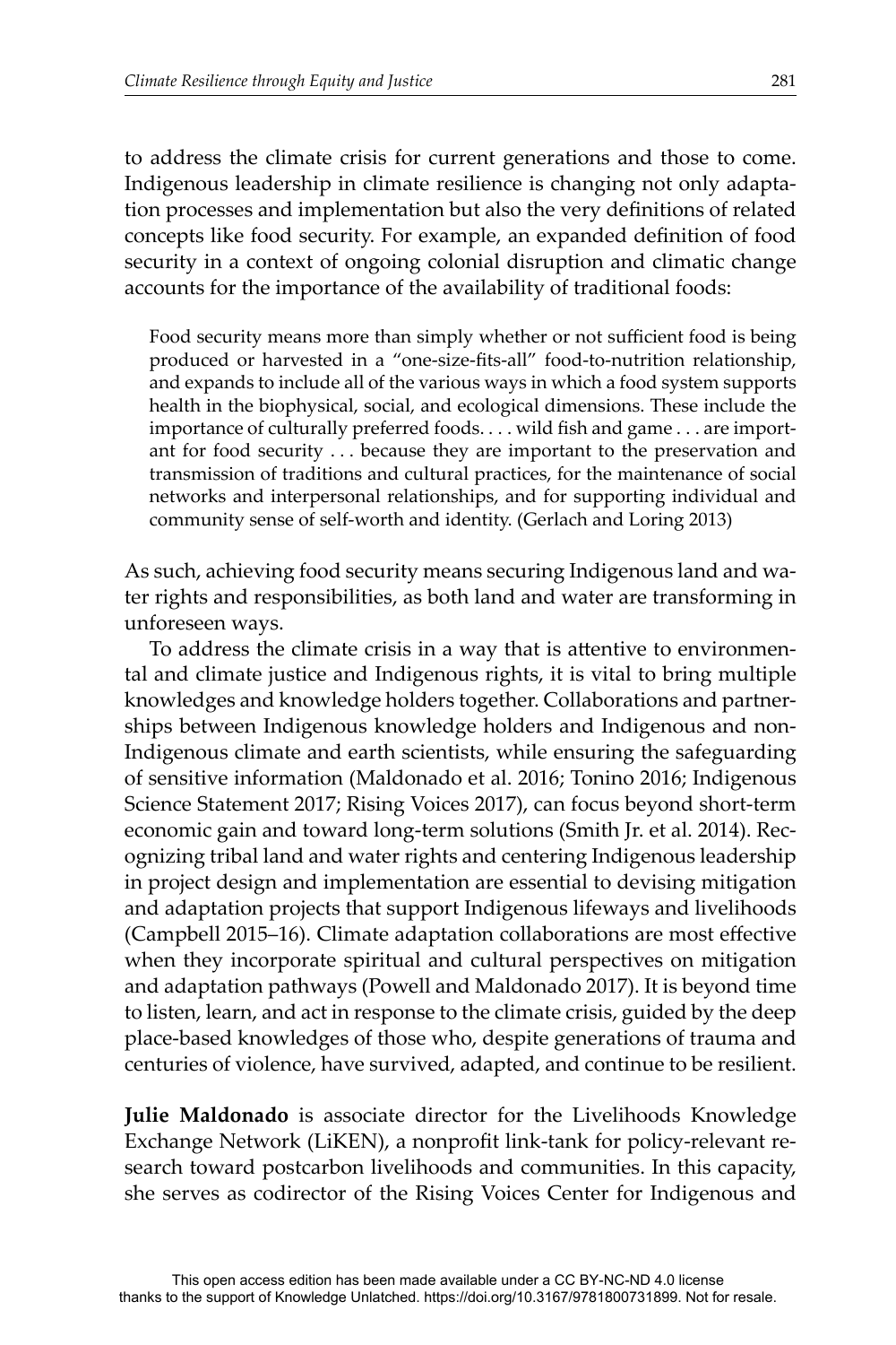to address the climate crisis for current generations and those to come. Indigenous leadership in climate resilience is changing not only adaptation processes and implementation but also the very definitions of related concepts like food security. For example, an expanded definition of food security in a context of ongoing colonial disruption and climatic change accounts for the importance of the availability of traditional foods:

> Food security means more than simply whether or not sufficient food is being produced or harvested in a "one-size-fits-all" food-to-nutrition relationship, and expands to include all of the various ways in which a food system supports health in the biophysical, social, and ecological dimensions. These include the importance of culturally preferred foods. . . . wild fish and game . . . are important for food security . . . because they are important to the preservation and transmission of traditions and cultural practices, for the maintenance of social networks and interpersonal relationships, and for supporting individual and community sense of self-worth and identity. (Gerlach and Loring 2013)

As such, achieving food security means securing Indigenous land and water rights and responsibilities, as both land and water are transforming in unforeseen ways.

To address the climate crisis in a way that is attentive to environmental and climate justice and Indigenous rights, it is vital to bring multiple knowledges and knowledge holders together. Collaborations and partnerships between Indigenous knowledge holders and Indigenous and non-Indigenous climate and earth scientists, while ensuring the safeguarding of sensitive information (Maldonado et al. 2016; Tonino 2016; Indigenous Science Statement 2017; Rising Voices 2017), can focus beyond short-term economic gain and toward long-term solutions (Smith Jr. et al. 2014). Recognizing tribal land and water rights and centering Indigenous leadership in project design and implementation are essential to devising mitigation and adaptation projects that support Indigenous lifeways and livelihoods (Campbell 2015–16). Climate adaptation collaborations are most effective when they incorporate spiritual and cultural perspectives on mitigation and adaptation pathways (Powell and Maldonado 2017). It is beyond time to listen, learn, and act in response to the climate crisis, guided by the deep place-based knowledges of those who, despite generations of trauma and centuries of violence, have survived, adapted, and continue to be resilient.

**Julie Maldonado** is associate director for the Livelihoods Knowledge Exchange Network (LiKEN), a nonprofit link-tank for policy-relevant research toward postcarbon livelihoods and communities. In this capacity, she serves as codirector of the Rising Voices Center for Indigenous and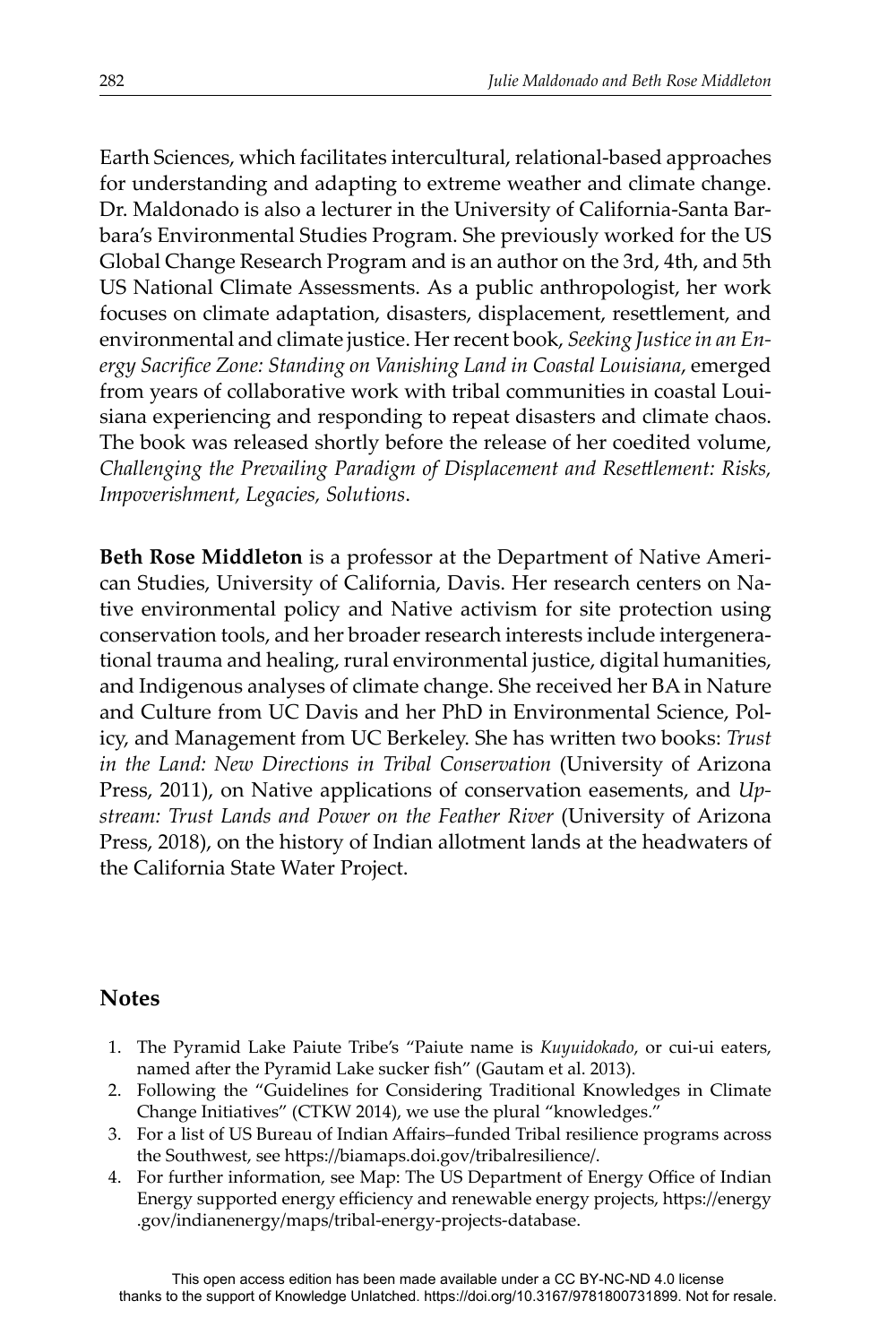Earth Sciences, which facilitates intercultural, relational-based approaches for understanding and adapting to extreme weather and climate change. Dr. Maldonado is also a lecturer in the University of California-Santa Barbara's Environmental Studies Program. She previously worked for the US Global Change Research Program and is an author on the 3rd, 4th, and 5th US National Climate Assessments. As a public anthropologist, her work focuses on climate adaptation, disasters, displacement, resettlement, and environmental and climate justice. Her recent book, *Seeking Justice in an Energy Sacrifice Zone: Standing on Vanishing Land in Coastal Louisiana*, emerged from years of collaborative work with tribal communities in coastal Louisiana experiencing and responding to repeat disasters and climate chaos. The book was released shortly before the release of her coedited volume, *Challenging the Prevailing Paradigm of Displacement and Resettlement: Risks, Impoverishment, Legacies, Solutions*.

**Beth Rose Middleton** is a professor at the Department of Native American Studies, University of California, Davis. Her research centers on Native environmental policy and Native activism for site protection using conservation tools, and her broader research interests include intergenerational trauma and healing, rural environmental justice, digital humanities, and Indigenous analyses of climate change. She received her BA in Nature and Culture from UC Davis and her PhD in Environmental Science, Policy, and Management from UC Berkeley. She has written two books: *Trust in the Land: New Directions in Tribal Conservation* (University of Arizona Press, 2011), on Native applications of conservation easements, and *Upstream: Trust Lands and Power on the Feather River* (University of Arizona Press, 2018), on the history of Indian allotment lands at the headwaters of the California State Water Project.

## Notes

1. The Pyramid Lake Paiute Tribe's "Paiute name is *Kuyuidokado*, or cui-ui eaters, named after the Pyramid Lake sucker fish" (Gautam et al. 2013).
2. Following the "Guidelines for Considering Traditional Knowledges in Climate Change Initiatives" (CTKW 2014), we use the plural "knowledges."
3. For a list of US Bureau of Indian Affairs–funded Tribal resilience programs across the Southwest, see https://biamaps.doi.gov/tribalresilience/.
4. For further information, see Map: The US Department of Energy Office of Indian Energy supported energy efficiency and renewable energy projects, https://energy.gov/indianenergy/maps/tribal-energy-projects-database.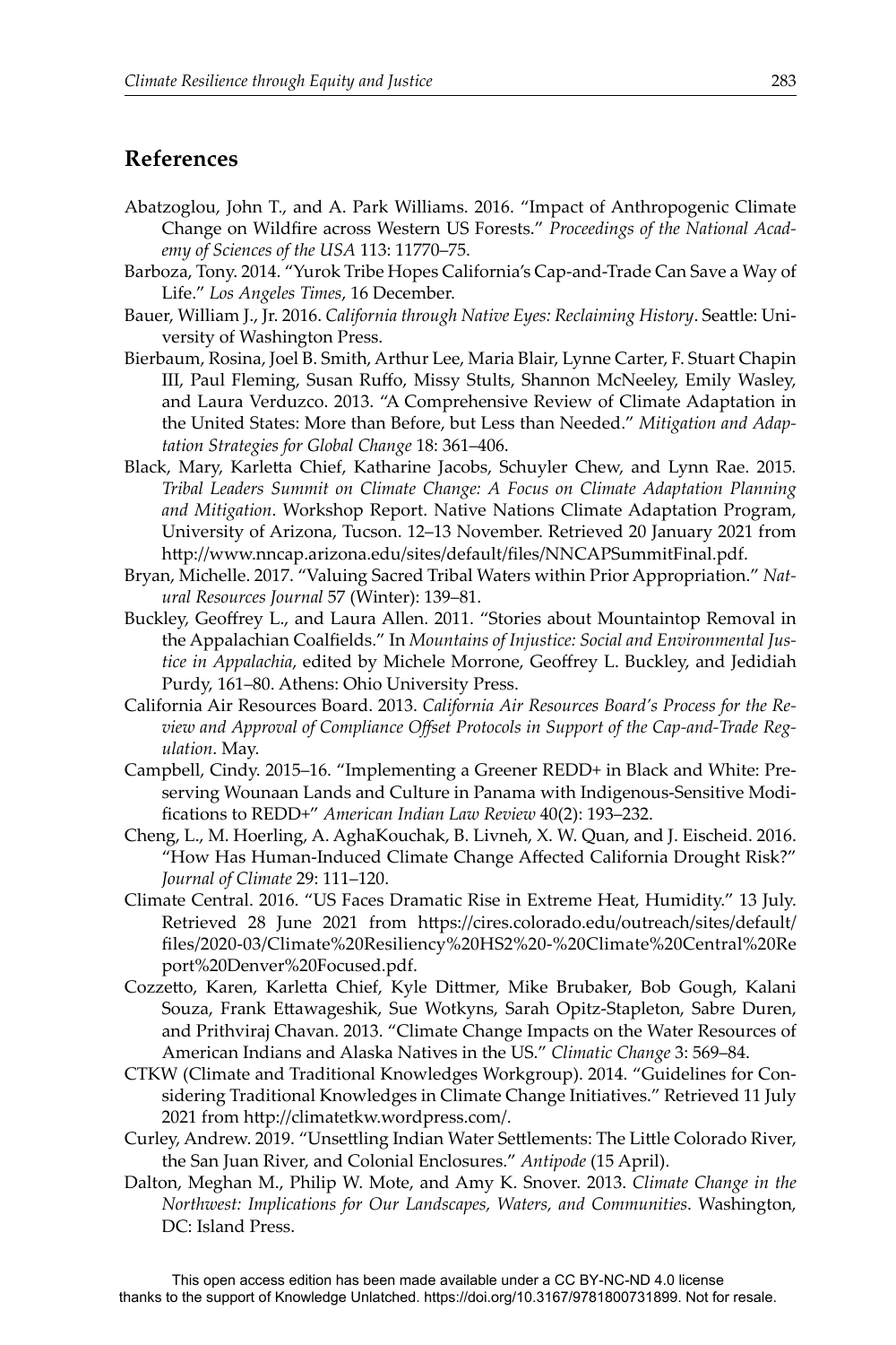## References

Abatzoglou, John T., and A. Park Williams. 2016. "Impact of Anthropogenic Climate Change on Wildfire across Western US Forests." *Proceedings of the National Academy of Sciences of the USA* 113: 11770–75.

Barboza, Tony. 2014. "Yurok Tribe Hopes California's Cap-and-Trade Can Save a Way of Life." *Los Angeles Times*, 16 December.

Bauer, William J., Jr. 2016. *California through Native Eyes: Reclaiming History*. Seattle: University of Washington Press.

Bierbaum, Rosina, Joel B. Smith, Arthur Lee, Maria Blair, Lynne Carter, F. Stuart Chapin III, Paul Fleming, Susan Ruffo, Missy Stults, Shannon McNeeley, Emily Wasley, and Laura Verduzco. 2013. "A Comprehensive Review of Climate Adaptation in the United States: More than Before, but Less than Needed." *Mitigation and Adaptation Strategies for Global Change* 18: 361–406.

Black, Mary, Karletta Chief, Katharine Jacobs, Schuyler Chew, and Lynn Rae. 2015. *Tribal Leaders Summit on Climate Change: A Focus on Climate Adaptation Planning and Mitigation*. Workshop Report. Native Nations Climate Adaptation Program, University of Arizona, Tucson. 12–13 November. Retrieved 20 January 2021 from http://www.nncap.arizona.edu/sites/default/files/NNCAPSummitFinal.pdf.

Bryan, Michelle. 2017. "Valuing Sacred Tribal Waters within Prior Appropriation." *Natural Resources Journal* 57 (Winter): 139–81.

Buckley, Geoffrey L., and Laura Allen. 2011. "Stories about Mountaintop Removal in the Appalachian Coalfields." In *Mountains of Injustice: Social and Environmental Justice in Appalachia*, edited by Michele Morrone, Geoffrey L. Buckley, and Jedidiah Purdy, 161–80. Athens: Ohio University Press.

California Air Resources Board. 2013. *California Air Resources Board's Process for the Review and Approval of Compliance Offset Protocols in Support of the Cap-and-Trade Regulation*. May.

Campbell, Cindy. 2015–16. "Implementing a Greener REDD+ in Black and White: Preserving Wounaan Lands and Culture in Panama with Indigenous-Sensitive Modifications to REDD+" *American Indian Law Review* 40(2): 193–232.

Cheng, L., M. Hoerling, A. AghaKouchak, B. Livneh, X. W. Quan, and J. Eischeid. 2016. "How Has Human-Induced Climate Change Affected California Drought Risk?" *Journal of Climate* 29: 111–120.

Climate Central. 2016. "US Faces Dramatic Rise in Extreme Heat, Humidity." 13 July. Retrieved 28 June 2021 from https://cires.colorado.edu/outreach/sites/default/files/2020-03/Climate%20Resiliency%20HS2%20-%20Climate%20Central%20Report%20Denver%20Focused.pdf.

Cozzetto, Karen, Karletta Chief, Kyle Dittmer, Mike Brubaker, Bob Gough, Kalani Souza, Frank Ettawageshik, Sue Wotkyns, Sarah Opitz-Stapleton, Sabre Duren, and Prithviraj Chavan. 2013. "Climate Change Impacts on the Water Resources of American Indians and Alaska Natives in the US." *Climatic Change* 3: 569–84.

CTKW (Climate and Traditional Knowledges Workgroup). 2014. "Guidelines for Considering Traditional Knowledges in Climate Change Initiatives." Retrieved 11 July 2021 from http://climatetkw.wordpress.com/.

Curley, Andrew. 2019. "Unsettling Indian Water Settlements: The Little Colorado River, the San Juan River, and Colonial Enclosures." *Antipode* (15 April).

Dalton, Meghan M., Philip W. Mote, and Amy K. Snover. 2013. *Climate Change in the Northwest: Implications for Our Landscapes, Waters, and Communities*. Washington, DC: Island Press.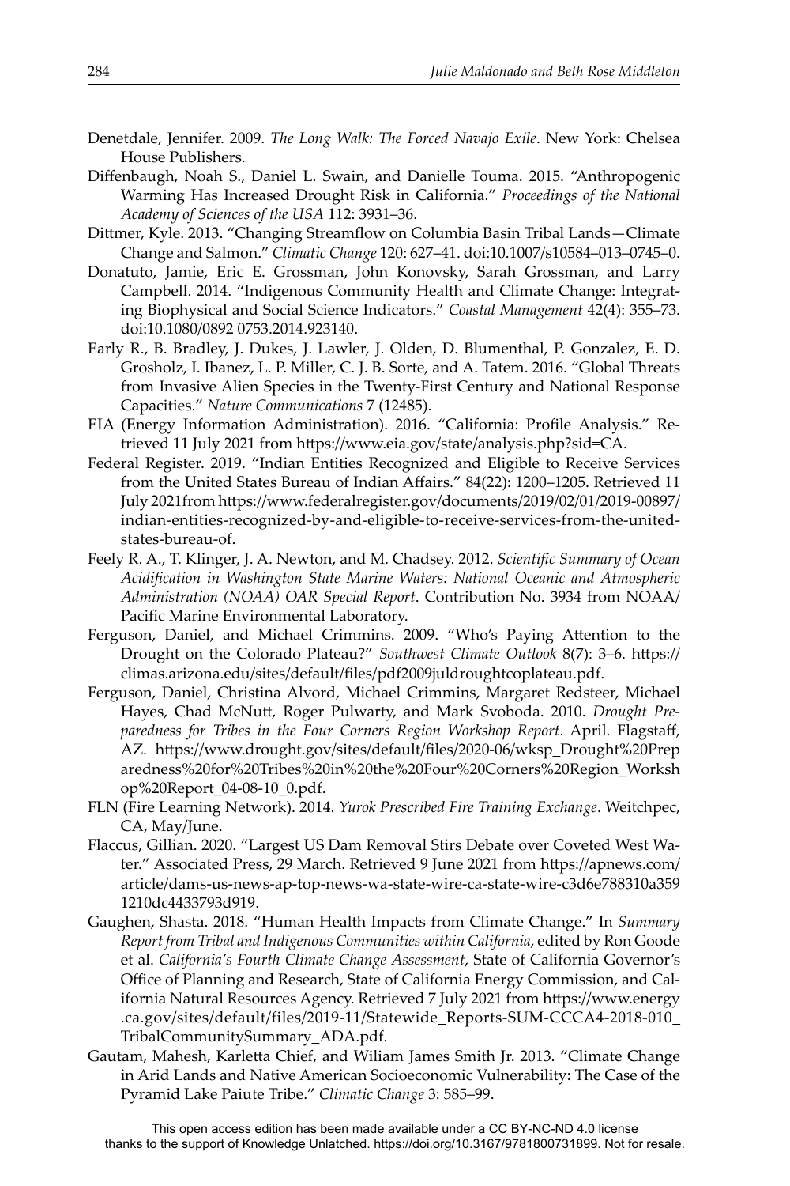Denetdale, Jennifer. 2009. *The Long Walk: The Forced Navajo Exile*. New York: Chelsea House Publishers.

Diffenbaugh, Noah S., Daniel L. Swain, and Danielle Touma. 2015. "Anthropogenic Warming Has Increased Drought Risk in California." *Proceedings of the National Academy of Sciences of the USA* 112: 3931–36.

Dittmer, Kyle. 2013. "Changing Streamflow on Columbia Basin Tribal Lands—Climate Change and Salmon." *Climatic Change* 120: 627–41. doi:10.1007/s10584–013–0745–0.

Donatuto, Jamie, Eric E. Grossman, John Konovsky, Sarah Grossman, and Larry Campbell. 2014. "Indigenous Community Health and Climate Change: Integrating Biophysical and Social Science Indicators." *Coastal Management* 42(4): 355–73. doi:10.1080/0892 0753.2014.923140.

Early R., B. Bradley, J. Dukes, J. Lawler, J. Olden, D. Blumenthal, P. Gonzalez, E. D. Grosholz, I. Ibanez, L. P. Miller, C. J. B. Sorte, and A. Tatem. 2016. "Global Threats from Invasive Alien Species in the Twenty-First Century and National Response Capacities." *Nature Communications* 7 (12485).

EIA (Energy Information Administration). 2016. "California: Profile Analysis." Retrieved 11 July 2021 from https://www.eia.gov/state/analysis.php?sid=CA.

Federal Register. 2019. "Indian Entities Recognized and Eligible to Receive Services from the United States Bureau of Indian Affairs." 84(22): 1200–1205. Retrieved 11 July 2021from https://www.federalregister.gov/documents/2019/02/01/2019-00897/indian-entities-recognized-by-and-eligible-to-receive-services-from-the-united-states-bureau-of.

Feely R. A., T. Klinger, J. A. Newton, and M. Chadsey. 2012. *Scientific Summary of Ocean Acidification in Washington State Marine Waters: National Oceanic and Atmospheric Administration (NOAA) OAR Special Report*. Contribution No. 3934 from NOAA/Pacific Marine Environmental Laboratory.

Ferguson, Daniel, and Michael Crimmins. 2009. "Who's Paying Attention to the Drought on the Colorado Plateau?" *Southwest Climate Outlook* 8(7): 3–6. https://climas.arizona.edu/sites/default/files/pdf2009juldroughtcoplateau.pdf.

Ferguson, Daniel, Christina Alvord, Michael Crimmins, Margaret Redsteer, Michael Hayes, Chad McNutt, Roger Pulwarty, and Mark Svoboda. 2010. *Drought Preparedness for Tribes in the Four Corners Region Workshop Report*. April. Flagstaff, AZ. https://www.drought.gov/sites/default/files/2020-06/wksp_Drought%20Preparedness%20for%20Tribes%20in%20the%20Four%20Corners%20Region_Workshop%20Report_04-08-10_0.pdf.

FLN (Fire Learning Network). 2014. *Yurok Prescribed Fire Training Exchange*. Weitchpec, CA, May/June.

Flaccus, Gillian. 2020. "Largest US Dam Removal Stirs Debate over Coveted West Water." Associated Press, 29 March. Retrieved 9 June 2021 from https://apnews.com/article/dams-us-news-ap-top-news-wa-state-wire-ca-state-wire-c3d6e788310a3591210dc4433793d919.

Gaughen, Shasta. 2018. "Human Health Impacts from Climate Change." In *Summary Report from Tribal and Indigenous Communities within California*, edited by Ron Goode et al. *California's Fourth Climate Change Assessment*, State of California Governor's Office of Planning and Research, State of California Energy Commission, and California Natural Resources Agency. Retrieved 7 July 2021 from https://www.energy.ca.gov/sites/default/files/2019-11/Statewide_Reports-SUM-CCCA4-2018-010_TribalCommunitySummary_ADA.pdf.

Gautam, Mahesh, Karletta Chief, and Wiliam James Smith Jr. 2013. "Climate Change in Arid Lands and Native American Socioeconomic Vulnerability: The Case of the Pyramid Lake Paiute Tribe." *Climatic Change* 3: 585–99.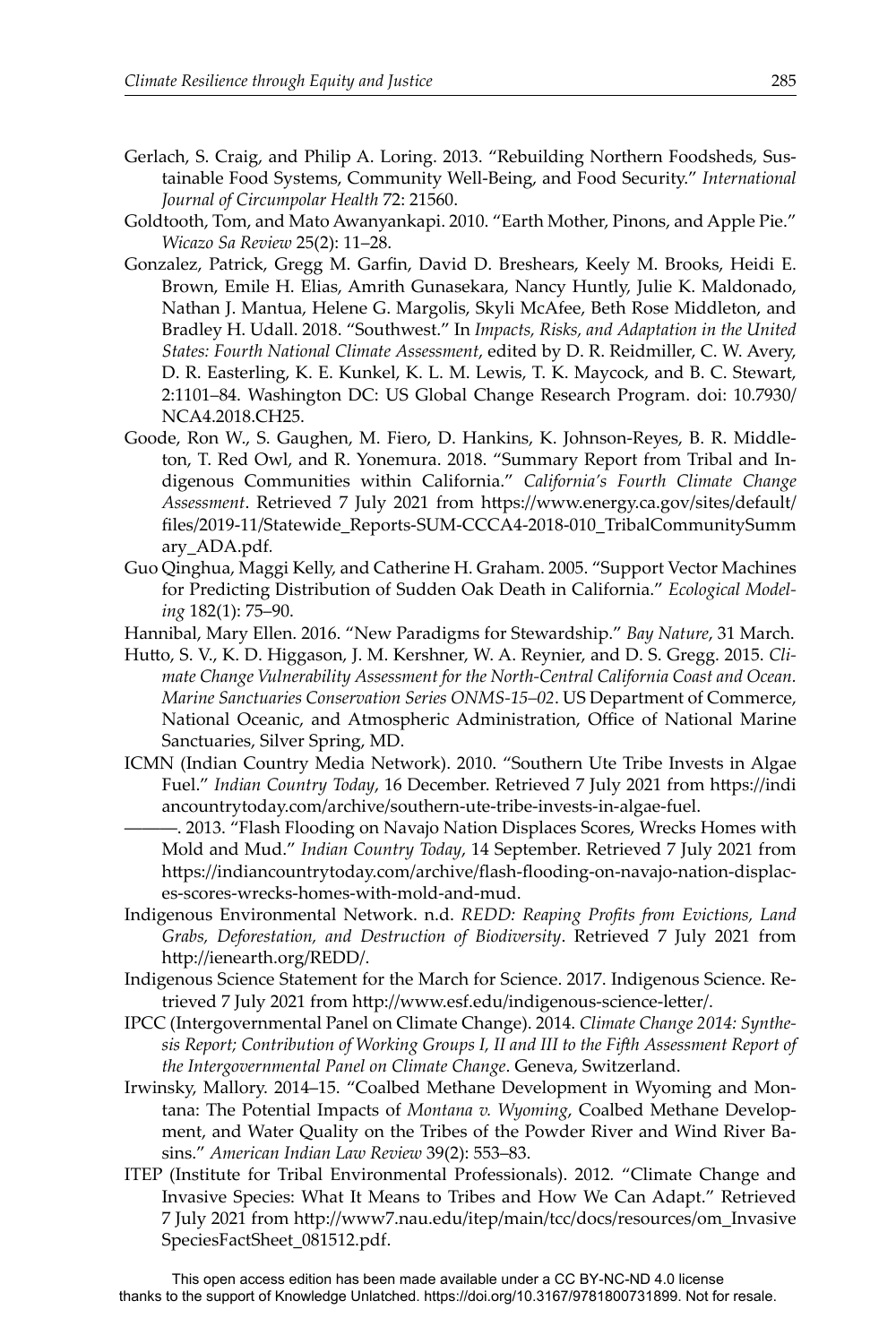Gerlach, S. Craig, and Philip A. Loring. 2013. "Rebuilding Northern Foodsheds, Sustainable Food Systems, Community Well-Being, and Food Security." *International Journal of Circumpolar Health* 72: 21560.

Goldtooth, Tom, and Mato Awanyankapi. 2010. "Earth Mother, Pinons, and Apple Pie." *Wicazo Sa Review* 25(2): 11–28.

Gonzalez, Patrick, Gregg M. Garfin, David D. Breshears, Keely M. Brooks, Heidi E. Brown, Emile H. Elias, Amrith Gunasekara, Nancy Huntly, Julie K. Maldonado, Nathan J. Mantua, Helene G. Margolis, Skyli McAfee, Beth Rose Middleton, and Bradley H. Udall. 2018. "Southwest." In *Impacts, Risks, and Adaptation in the United States: Fourth National Climate Assessment*, edited by D. R. Reidmiller, C. W. Avery, D. R. Easterling, K. E. Kunkel, K. L. M. Lewis, T. K. Maycock, and B. C. Stewart, 2:1101–84. Washington DC: US Global Change Research Program. doi: 10.7930/NCA4.2018.CH25.

Goode, Ron W., S. Gaughen, M. Fiero, D. Hankins, K. Johnson-Reyes, B. R. Middleton, T. Red Owl, and R. Yonemura. 2018. "Summary Report from Tribal and Indigenous Communities within California." *California's Fourth Climate Change Assessment*. Retrieved 7 July 2021 from https://www.energy.ca.gov/sites/default/files/2019-11/Statewide_Reports-SUM-CCCA4-2018-010_TribalCommunitySummary_ADA.pdf.

Guo Qinghua, Maggi Kelly, and Catherine H. Graham. 2005. "Support Vector Machines for Predicting Distribution of Sudden Oak Death in California." *Ecological Modeling* 182(1): 75–90.

Hannibal, Mary Ellen. 2016. "New Paradigms for Stewardship." *Bay Nature*, 31 March.

Hutto, S. V., K. D. Higgason, J. M. Kershner, W. A. Reynier, and D. S. Gregg. 2015. *Climate Change Vulnerability Assessment for the North-Central California Coast and Ocean. Marine Sanctuaries Conservation Series ONMS-15–02*. US Department of Commerce, National Oceanic, and Atmospheric Administration, Office of National Marine Sanctuaries, Silver Spring, MD.

ICMN (Indian Country Media Network). 2010. "Southern Ute Tribe Invests in Algae Fuel." *Indian Country Today*, 16 December. Retrieved 7 July 2021 from https://indiancountrytoday.com/archive/southern-ute-tribe-invests-in-algae-fuel.

———. 2013. "Flash Flooding on Navajo Nation Displaces Scores, Wrecks Homes with Mold and Mud." *Indian Country Today*, 14 September. Retrieved 7 July 2021 from https://indiancountrytoday.com/archive/flash-flooding-on-navajo-nation-displaces-scores-wrecks-homes-with-mold-and-mud.

Indigenous Environmental Network. n.d. *REDD: Reaping Profits from Evictions, Land Grabs, Deforestation, and Destruction of Biodiversity*. Retrieved 7 July 2021 from http://ienearth.org/REDD/.

Indigenous Science Statement for the March for Science. 2017. Indigenous Science. Retrieved 7 July 2021 from http://www.esf.edu/indigenous-science-letter/.

IPCC (Intergovernmental Panel on Climate Change). 2014. *Climate Change 2014: Synthesis Report; Contribution of Working Groups I, II and III to the Fifth Assessment Report of the Intergovernmental Panel on Climate Change*. Geneva, Switzerland.

Irwinsky, Mallory. 2014–15. "Coalbed Methane Development in Wyoming and Montana: The Potential Impacts of *Montana v. Wyoming*, Coalbed Methane Development, and Water Quality on the Tribes of the Powder River and Wind River Basins." *American Indian Law Review* 39(2): 553–83.

ITEP (Institute for Tribal Environmental Professionals). 2012. "Climate Change and Invasive Species: What It Means to Tribes and How We Can Adapt." Retrieved 7 July 2021 from http://www7.nau.edu/itep/main/tcc/docs/resources/om_InvasiveSpeciesFactSheet_081512.pdf.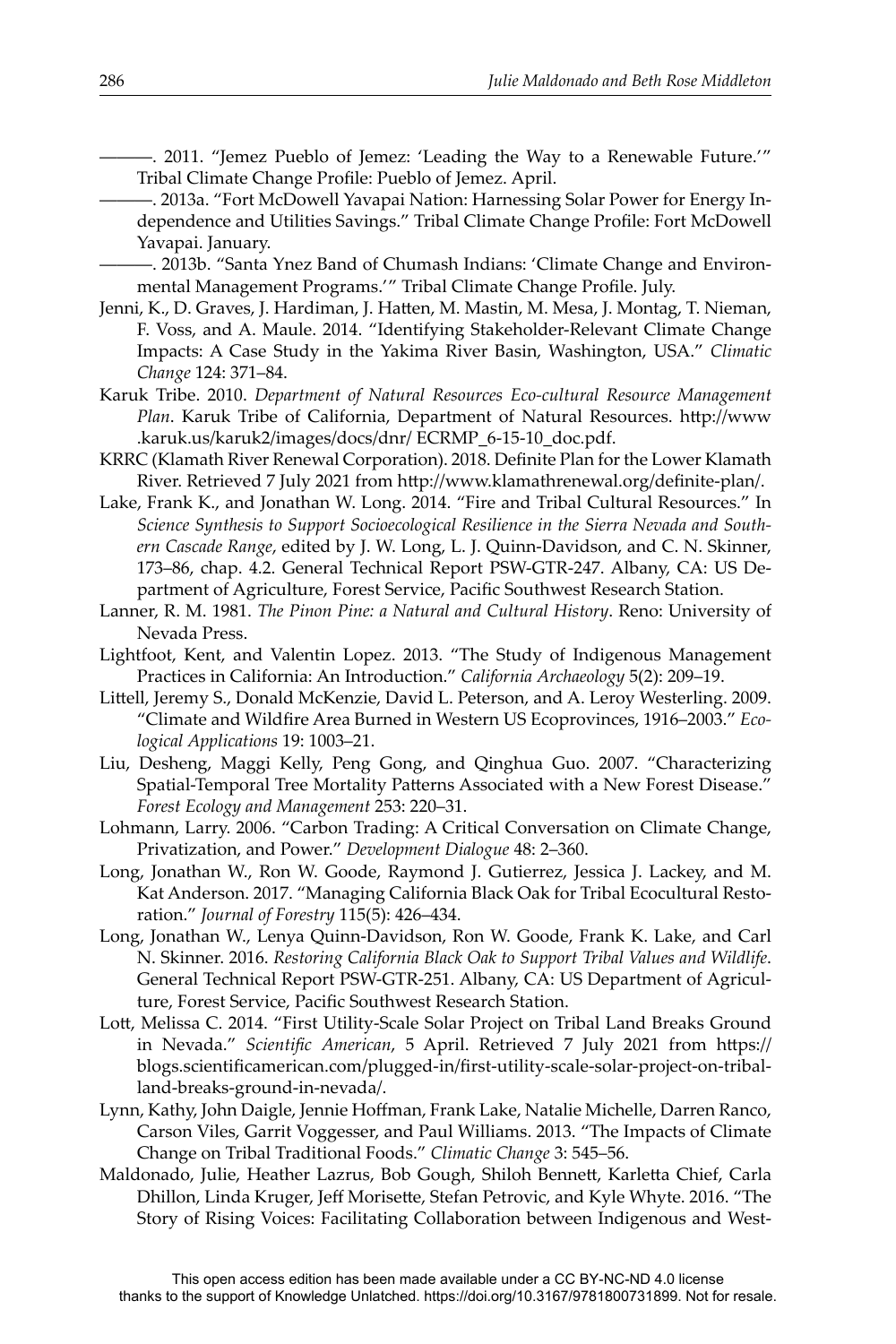———. 2011. "Jemez Pueblo of Jemez: 'Leading the Way to a Renewable Future.'" Tribal Climate Change Profile: Pueblo of Jemez. April.

———. 2013a. "Fort McDowell Yavapai Nation: Harnessing Solar Power for Energy Independence and Utilities Savings." Tribal Climate Change Profile: Fort McDowell Yavapai. January.

———. 2013b. "Santa Ynez Band of Chumash Indians: 'Climate Change and Environmental Management Programs.'" Tribal Climate Change Profile. July.

Jenni, K., D. Graves, J. Hardiman, J. Hatten, M. Mastin, M. Mesa, J. Montag, T. Nieman, F. Voss, and A. Maule. 2014. "Identifying Stakeholder-Relevant Climate Change Impacts: A Case Study in the Yakima River Basin, Washington, USA." *Climatic Change* 124: 371–84.

Karuk Tribe. 2010. *Department of Natural Resources Eco-cultural Resource Management Plan*. Karuk Tribe of California, Department of Natural Resources. http://www.karuk.us/karuk2/images/docs/dnr/ ECRMP_6-15-10_doc.pdf.

KRRC (Klamath River Renewal Corporation). 2018. Definite Plan for the Lower Klamath River. Retrieved 7 July 2021 from http://www.klamathrenewal.org/definite-plan/.

Lake, Frank K., and Jonathan W. Long. 2014. "Fire and Tribal Cultural Resources." In *Science Synthesis to Support Socioecological Resilience in the Sierra Nevada and Southern Cascade Range*, edited by J. W. Long, L. J. Quinn-Davidson, and C. N. Skinner, 173–86, chap. 4.2. General Technical Report PSW-GTR-247. Albany, CA: US Department of Agriculture, Forest Service, Pacific Southwest Research Station.

Lanner, R. M. 1981. *The Pinon Pine: a Natural and Cultural History*. Reno: University of Nevada Press.

Lightfoot, Kent, and Valentin Lopez. 2013. "The Study of Indigenous Management Practices in California: An Introduction." *California Archaeology* 5(2): 209–19.

Littell, Jeremy S., Donald McKenzie, David L. Peterson, and A. Leroy Westerling. 2009. "Climate and Wildfire Area Burned in Western US Ecoprovinces, 1916–2003." *Ecological Applications* 19: 1003–21.

Liu, Desheng, Maggi Kelly, Peng Gong, and Qinghua Guo. 2007. "Characterizing Spatial-Temporal Tree Mortality Patterns Associated with a New Forest Disease." *Forest Ecology and Management* 253: 220–31.

Lohmann, Larry. 2006. "Carbon Trading: A Critical Conversation on Climate Change, Privatization, and Power." *Development Dialogue* 48: 2–360.

Long, Jonathan W., Ron W. Goode, Raymond J. Gutierrez, Jessica J. Lackey, and M. Kat Anderson. 2017. "Managing California Black Oak for Tribal Ecocultural Restoration." *Journal of Forestry* 115(5): 426–434.

Long, Jonathan W., Lenya Quinn-Davidson, Ron W. Goode, Frank K. Lake, and Carl N. Skinner. 2016. *Restoring California Black Oak to Support Tribal Values and Wildlife*. General Technical Report PSW-GTR-251. Albany, CA: US Department of Agriculture, Forest Service, Pacific Southwest Research Station.

Lott, Melissa C. 2014. "First Utility-Scale Solar Project on Tribal Land Breaks Ground in Nevada." *Scientific American*, 5 April. Retrieved 7 July 2021 from https://blogs.scientificamerican.com/plugged-in/first-utility-scale-solar-project-on-tribal-land-breaks-ground-in-nevada/.

Lynn, Kathy, John Daigle, Jennie Hoffman, Frank Lake, Natalie Michelle, Darren Ranco, Carson Viles, Garrit Voggesser, and Paul Williams. 2013. "The Impacts of Climate Change on Tribal Traditional Foods." *Climatic Change* 3: 545–56.

Maldonado, Julie, Heather Lazrus, Bob Gough, Shiloh Bennett, Karletta Chief, Carla Dhillon, Linda Kruger, Jeff Morisette, Stefan Petrovic, and Kyle Whyte. 2016. "The Story of Rising Voices: Facilitating Collaboration between Indigenous and West-

This open access edition has been made available under a CC BY-NC-ND 4.0 license thanks to the support of Knowledge Unlatched. https://doi.org/10.3167/9781800731899. Not for resale.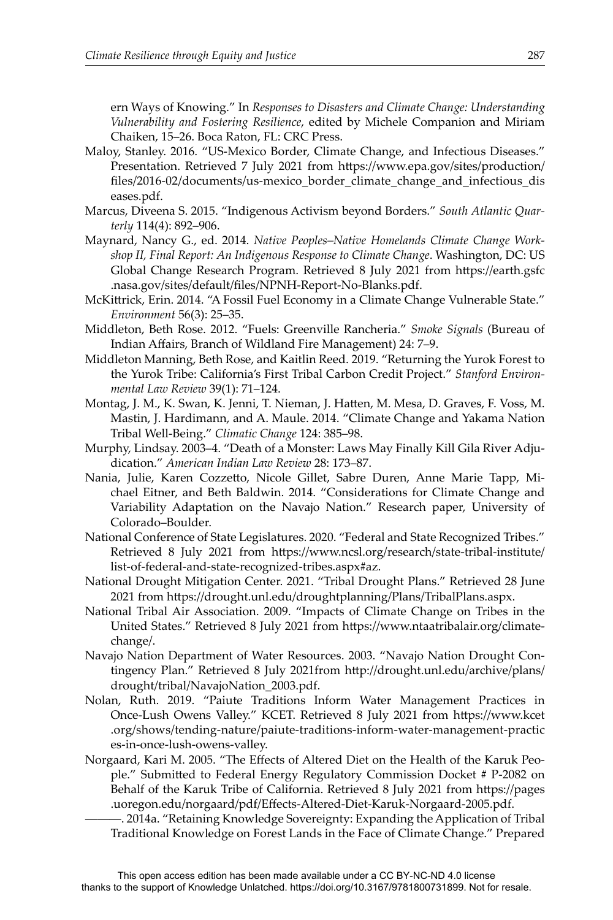ern Ways of Knowing." In *Responses to Disasters and Climate Change: Understanding Vulnerability and Fostering Resilience*, edited by Michele Companion and Miriam Chaiken, 15–26. Boca Raton, FL: CRC Press.

Maloy, Stanley. 2016. "US-Mexico Border, Climate Change, and Infectious Diseases." Presentation. Retrieved 7 July 2021 from https://www.epa.gov/sites/production/files/2016-02/documents/us-mexico_border_climate_change_and_infectious_diseases.pdf.

Marcus, Diveena S. 2015. "Indigenous Activism beyond Borders." *South Atlantic Quarterly* 114(4): 892–906.

Maynard, Nancy G., ed. 2014. *Native Peoples–Native Homelands Climate Change Workshop II, Final Report: An Indigenous Response to Climate Change*. Washington, DC: US Global Change Research Program. Retrieved 8 July 2021 from https://earth.gsfc.nasa.gov/sites/default/files/NPNH-Report-No-Blanks.pdf.

McKittrick, Erin. 2014. "A Fossil Fuel Economy in a Climate Change Vulnerable State." *Environment* 56(3): 25–35.

Middleton, Beth Rose. 2012. "Fuels: Greenville Rancheria." *Smoke Signals* (Bureau of Indian Affairs, Branch of Wildland Fire Management) 24: 7–9.

Middleton Manning, Beth Rose, and Kaitlin Reed. 2019. "Returning the Yurok Forest to the Yurok Tribe: California's First Tribal Carbon Credit Project." *Stanford Environmental Law Review* 39(1): 71–124.

Montag, J. M., K. Swan, K. Jenni, T. Nieman, J. Hatten, M. Mesa, D. Graves, F. Voss, M. Mastin, J. Hardimann, and A. Maule. 2014. "Climate Change and Yakama Nation Tribal Well-Being." *Climatic Change* 124: 385–98.

Murphy, Lindsay. 2003–4. "Death of a Monster: Laws May Finally Kill Gila River Adjudication." *American Indian Law Review* 28: 173–87.

Nania, Julie, Karen Cozzetto, Nicole Gillet, Sabre Duren, Anne Marie Tapp, Michael Eitner, and Beth Baldwin. 2014. "Considerations for Climate Change and Variability Adaptation on the Navajo Nation." Research paper, University of Colorado–Boulder.

National Conference of State Legislatures. 2020. "Federal and State Recognized Tribes." Retrieved 8 July 2021 from https://www.ncsl.org/research/state-tribal-institute/list-of-federal-and-state-recognized-tribes.aspx#az.

National Drought Mitigation Center. 2021. "Tribal Drought Plans." Retrieved 28 June 2021 from https://drought.unl.edu/droughtplanning/Plans/TribalPlans.aspx.

National Tribal Air Association. 2009. "Impacts of Climate Change on Tribes in the United States." Retrieved 8 July 2021 from https://www.ntaatribalair.org/climate-change/.

Navajo Nation Department of Water Resources. 2003. "Navajo Nation Drought Contingency Plan." Retrieved 8 July 2021from http://drought.unl.edu/archive/plans/drought/tribal/NavajoNation_2003.pdf.

Nolan, Ruth. 2019. "Paiute Traditions Inform Water Management Practices in Once-Lush Owens Valley." KCET. Retrieved 8 July 2021 from https://www.kcet.org/shows/tending-nature/paiute-traditions-inform-water-management-practices-in-once-lush-owens-valley.

Norgaard, Kari M. 2005. "The Effects of Altered Diet on the Health of the Karuk People." Submitted to Federal Energy Regulatory Commission Docket # P-2082 on Behalf of the Karuk Tribe of California. Retrieved 8 July 2021 from https://pages.uoregon.edu/norgaard/pdf/Effects-Altered-Diet-Karuk-Norgaard-2005.pdf.

———. 2014a. "Retaining Knowledge Sovereignty: Expanding the Application of Tribal Traditional Knowledge on Forest Lands in the Face of Climate Change." Prepared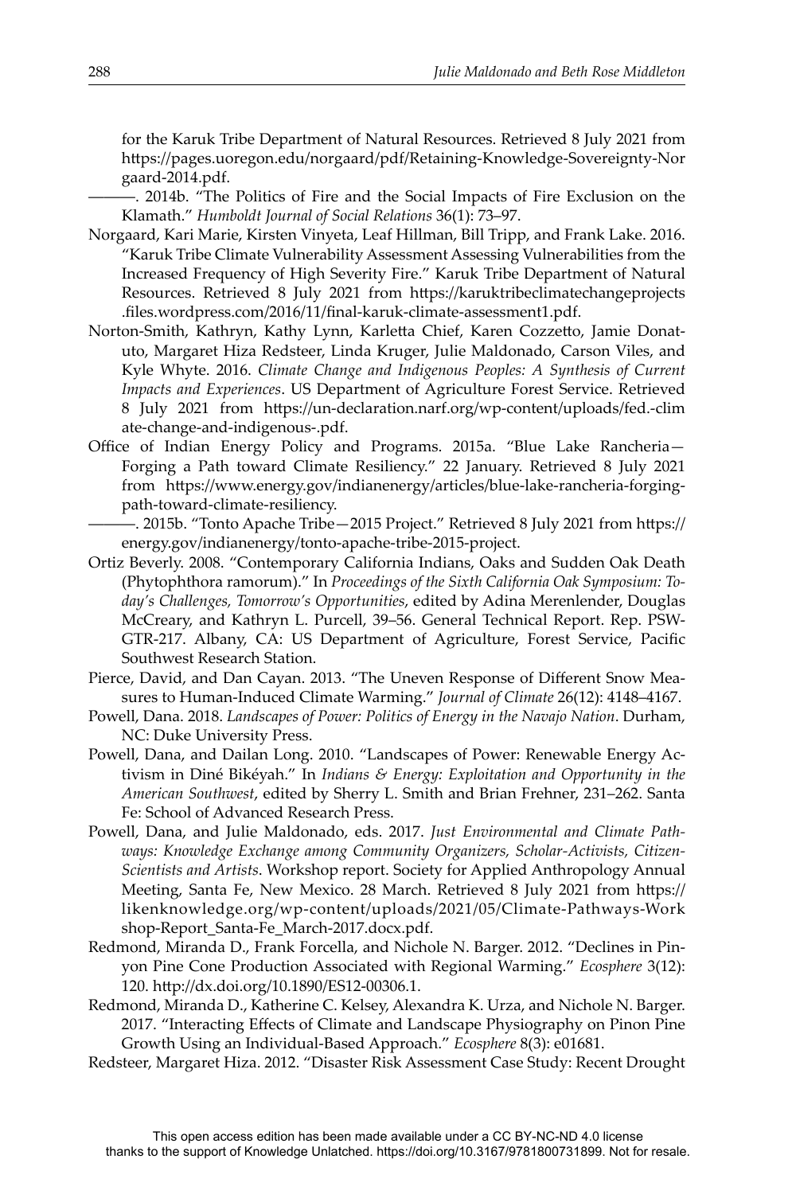for the Karuk Tribe Department of Natural Resources. Retrieved 8 July 2021 from https://pages.uoregon.edu/norgaard/pdf/Retaining-Knowledge-Sovereignty-Norgaard-2014.pdf.

———. 2014b. "The Politics of Fire and the Social Impacts of Fire Exclusion on the Klamath." *Humboldt Journal of Social Relations* 36(1): 73–97.

Norgaard, Kari Marie, Kirsten Vinyeta, Leaf Hillman, Bill Tripp, and Frank Lake. 2016. "Karuk Tribe Climate Vulnerability Assessment Assessing Vulnerabilities from the Increased Frequency of High Severity Fire." Karuk Tribe Department of Natural Resources. Retrieved 8 July 2021 from https://karuktribeclimatechangeprojects.files.wordpress.com/2016/11/final-karuk-climate-assessment1.pdf.

Norton-Smith, Kathryn, Kathy Lynn, Karletta Chief, Karen Cozzetto, Jamie Donatuto, Margaret Hiza Redsteer, Linda Kruger, Julie Maldonado, Carson Viles, and Kyle Whyte. 2016. *Climate Change and Indigenous Peoples: A Synthesis of Current Impacts and Experiences*. US Department of Agriculture Forest Service. Retrieved 8 July 2021 from https://un-declaration.narf.org/wp-content/uploads/fed.-climate-change-and-indigenous-.pdf.

Office of Indian Energy Policy and Programs. 2015a. "Blue Lake Rancheria—Forging a Path toward Climate Resiliency." 22 January. Retrieved 8 July 2021 from https://www.energy.gov/indianenergy/articles/blue-lake-rancheria-forging-path-toward-climate-resiliency.

———. 2015b. "Tonto Apache Tribe—2015 Project." Retrieved 8 July 2021 from https://energy.gov/indianenergy/tonto-apache-tribe-2015-project.

Ortiz Beverly. 2008. "Contemporary California Indians, Oaks and Sudden Oak Death (Phytophthora ramorum)." In *Proceedings of the Sixth California Oak Symposium: Today's Challenges, Tomorrow's Opportunities*, edited by Adina Merenlender, Douglas McCreary, and Kathryn L. Purcell, 39–56. General Technical Report. Rep. PSW-GTR-217. Albany, CA: US Department of Agriculture, Forest Service, Pacific Southwest Research Station.

Pierce, David, and Dan Cayan. 2013. "The Uneven Response of Different Snow Measures to Human-Induced Climate Warming." *Journal of Climate* 26(12): 4148–4167.

Powell, Dana. 2018. *Landscapes of Power: Politics of Energy in the Navajo Nation*. Durham, NC: Duke University Press.

Powell, Dana, and Dailan Long. 2010. "Landscapes of Power: Renewable Energy Activism in Diné Bikéyah." In *Indians & Energy: Exploitation and Opportunity in the American Southwest*, edited by Sherry L. Smith and Brian Frehner, 231–262. Santa Fe: School of Advanced Research Press.

Powell, Dana, and Julie Maldonado, eds. 2017. *Just Environmental and Climate Pathways: Knowledge Exchange among Community Organizers, Scholar-Activists, Citizen-Scientists and Artists*. Workshop report. Society for Applied Anthropology Annual Meeting, Santa Fe, New Mexico. 28 March. Retrieved 8 July 2021 from https://likenknowledge.org/wp-content/uploads/2021/05/Climate-Pathways-Workshop-Report_Santa-Fe_March-2017.docx.pdf.

Redmond, Miranda D., Frank Forcella, and Nichole N. Barger. 2012. "Declines in Pinyon Pine Cone Production Associated with Regional Warming." *Ecosphere* 3(12): 120. http://dx.doi.org/10.1890/ES12-00306.1.

Redmond, Miranda D., Katherine C. Kelsey, Alexandra K. Urza, and Nichole N. Barger. 2017. "Interacting Effects of Climate and Landscape Physiography on Pinon Pine Growth Using an Individual-Based Approach." *Ecosphere* 8(3): e01681.

Redsteer, Margaret Hiza. 2012. "Disaster Risk Assessment Case Study: Recent Drought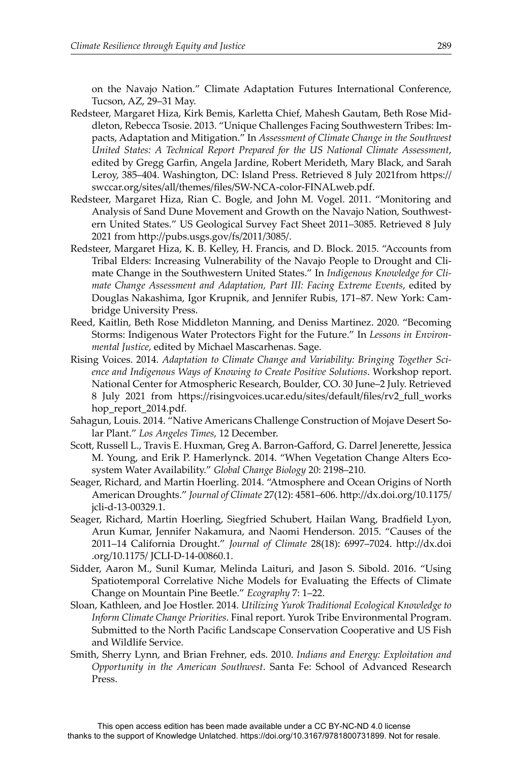on the Navajo Nation." Climate Adaptation Futures International Conference, Tucson, AZ, 29–31 May.

Redsteer, Margaret Hiza, Kirk Bemis, Karletta Chief, Mahesh Gautam, Beth Rose Middleton, Rebecca Tsosie. 2013. "Unique Challenges Facing Southwestern Tribes: Impacts, Adaptation and Mitigation." In *Assessment of Climate Change in the Southwest United States: A Technical Report Prepared for the US National Climate Assessment*, edited by Gregg Garfin, Angela Jardine, Robert Merideth, Mary Black, and Sarah Leroy, 385–404. Washington, DC: Island Press. Retrieved 8 July 2021from https://swccar.org/sites/all/themes/files/SW-NCA-color-FINALweb.pdf.

Redsteer, Margaret Hiza, Rian C. Bogle, and John M. Vogel. 2011. "Monitoring and Analysis of Sand Dune Movement and Growth on the Navajo Nation, Southwestern United States." US Geological Survey Fact Sheet 2011–3085. Retrieved 8 July 2021 from http://pubs.usgs.gov/fs/2011/3085/.

Redsteer, Margaret Hiza, K. B. Kelley, H. Francis, and D. Block. 2015. "Accounts from Tribal Elders: Increasing Vulnerability of the Navajo People to Drought and Climate Change in the Southwestern United States." In *Indigenous Knowledge for Climate Change Assessment and Adaptation, Part III: Facing Extreme Events*, edited by Douglas Nakashima, Igor Krupnik, and Jennifer Rubis, 171–87. New York: Cambridge University Press.

Reed, Kaitlin, Beth Rose Middleton Manning, and Deniss Martinez. 2020. "Becoming Storms: Indigenous Water Protectors Fight for the Future." In *Lessons in Environmental Justice*, edited by Michael Mascarhenas. Sage.

Rising Voices. 2014. *Adaptation to Climate Change and Variability: Bringing Together Science and Indigenous Ways of Knowing to Create Positive Solutions*. Workshop report. National Center for Atmospheric Research, Boulder, CO. 30 June–2 July. Retrieved 8 July 2021 from https://risingvoices.ucar.edu/sites/default/files/rv2_full_workshop_report_2014.pdf.

Sahagun, Louis. 2014. "Native Americans Challenge Construction of Mojave Desert Solar Plant." *Los Angeles Times*, 12 December.

Scott, Russell L., Travis E. Huxman, Greg A. Barron-Gafford, G. Darrel Jenerette, Jessica M. Young, and Erik P. Hamerlynck. 2014. "When Vegetation Change Alters Ecosystem Water Availability." *Global Change Biology* 20: 2198–210.

Seager, Richard, and Martin Hoerling. 2014. "Atmosphere and Ocean Origins of North American Droughts." *Journal of Climate* 27(12): 4581–606. http://dx.doi.org/10.1175/jcli-d-13-00329.1.

Seager, Richard, Martin Hoerling, Siegfried Schubert, Hailan Wang, Bradfield Lyon, Arun Kumar, Jennifer Nakamura, and Naomi Henderson. 2015. "Causes of the 2011–14 California Drought." *Journal of Climate* 28(18): 6997–7024. http://dx.doi.org/10.1175/ JCLI-D-14-00860.1.

Sidder, Aaron M., Sunil Kumar, Melinda Laituri, and Jason S. Sibold. 2016. "Using Spatiotemporal Correlative Niche Models for Evaluating the Effects of Climate Change on Mountain Pine Beetle." *Ecography* 7: 1–22.

Sloan, Kathleen, and Joe Hostler. 2014. *Utilizing Yurok Traditional Ecological Knowledge to Inform Climate Change Priorities*. Final report. Yurok Tribe Environmental Program. Submitted to the North Pacific Landscape Conservation Cooperative and US Fish and Wildlife Service.

Smith, Sherry Lynn, and Brian Frehner, eds. 2010. *Indians and Energy: Exploitation and Opportunity in the American Southwest*. Santa Fe: School of Advanced Research Press.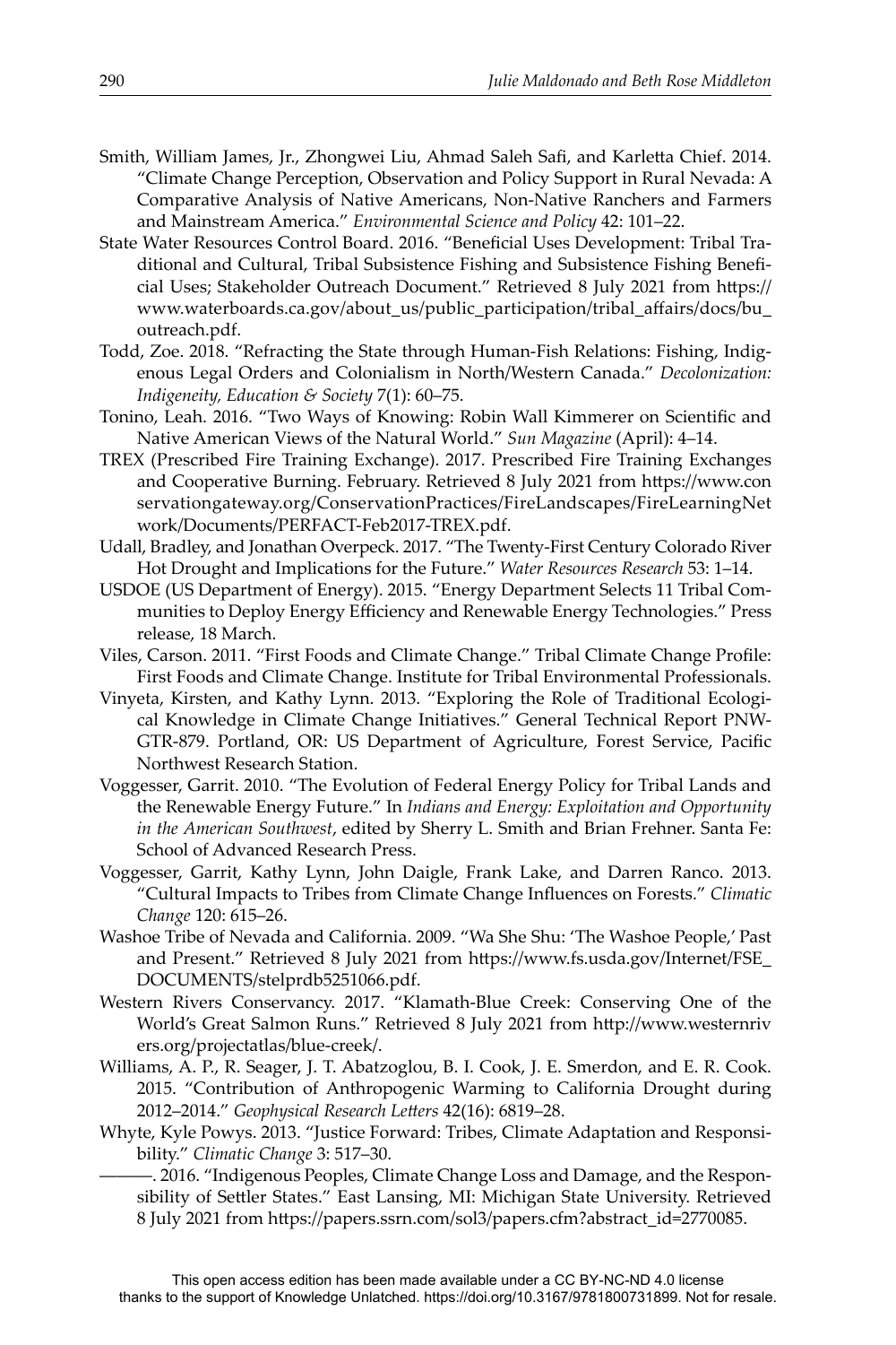Smith, William James, Jr., Zhongwei Liu, Ahmad Saleh Safi, and Karletta Chief. 2014. "Climate Change Perception, Observation and Policy Support in Rural Nevada: A Comparative Analysis of Native Americans, Non-Native Ranchers and Farmers and Mainstream America." *Environmental Science and Policy* 42: 101–22.

State Water Resources Control Board. 2016. "Beneficial Uses Development: Tribal Traditional and Cultural, Tribal Subsistence Fishing and Subsistence Fishing Beneficial Uses; Stakeholder Outreach Document." Retrieved 8 July 2021 from https://www.waterboards.ca.gov/about_us/public_participation/tribal_affairs/docs/bu_outreach.pdf.

Todd, Zoe. 2018. "Refracting the State through Human-Fish Relations: Fishing, Indigenous Legal Orders and Colonialism in North/Western Canada." *Decolonization: Indigeneity, Education & Society* 7(1): 60–75.

Tonino, Leah. 2016. "Two Ways of Knowing: Robin Wall Kimmerer on Scientific and Native American Views of the Natural World." *Sun Magazine* (April): 4–14.

TREX (Prescribed Fire Training Exchange). 2017. Prescribed Fire Training Exchanges and Cooperative Burning. February. Retrieved 8 July 2021 from https://www.conservationgateway.org/ConservationPractices/FireLandscapes/FireLearningNetwork/Documents/PERFACT-Feb2017-TREX.pdf.

Udall, Bradley, and Jonathan Overpeck. 2017. "The Twenty-First Century Colorado River Hot Drought and Implications for the Future." *Water Resources Research* 53: 1–14.

USDOE (US Department of Energy). 2015. "Energy Department Selects 11 Tribal Communities to Deploy Energy Efficiency and Renewable Energy Technologies." Press release, 18 March.

Viles, Carson. 2011. "First Foods and Climate Change." Tribal Climate Change Profile: First Foods and Climate Change. Institute for Tribal Environmental Professionals.

Vinyeta, Kirsten, and Kathy Lynn. 2013. "Exploring the Role of Traditional Ecological Knowledge in Climate Change Initiatives." General Technical Report PNW-GTR-879. Portland, OR: US Department of Agriculture, Forest Service, Pacific Northwest Research Station.

Voggesser, Garrit. 2010. "The Evolution of Federal Energy Policy for Tribal Lands and the Renewable Energy Future." In *Indians and Energy: Exploitation and Opportunity in the American Southwest*, edited by Sherry L. Smith and Brian Frehner. Santa Fe: School of Advanced Research Press.

Voggesser, Garrit, Kathy Lynn, John Daigle, Frank Lake, and Darren Ranco. 2013. "Cultural Impacts to Tribes from Climate Change Influences on Forests." *Climatic Change* 120: 615–26.

Washoe Tribe of Nevada and California. 2009. "Wa She Shu: 'The Washoe People,' Past and Present." Retrieved 8 July 2021 from https://www.fs.usda.gov/Internet/FSE_DOCUMENTS/stelprdb5251066.pdf.

Western Rivers Conservancy. 2017. "Klamath-Blue Creek: Conserving One of the World's Great Salmon Runs." Retrieved 8 July 2021 from http://www.westernrivers.org/projectatlas/blue-creek/.

Williams, A. P., R. Seager, J. T. Abatzoglou, B. I. Cook, J. E. Smerdon, and E. R. Cook. 2015. "Contribution of Anthropogenic Warming to California Drought during 2012–2014." *Geophysical Research Letters* 42(16): 6819–28.

Whyte, Kyle Powys. 2013. "Justice Forward: Tribes, Climate Adaptation and Responsibility." *Climatic Change* 3: 517–30.

———. 2016. "Indigenous Peoples, Climate Change Loss and Damage, and the Responsibility of Settler States." East Lansing, MI: Michigan State University. Retrieved 8 July 2021 from https://papers.ssrn.com/sol3/papers.cfm?abstract_id=2770085.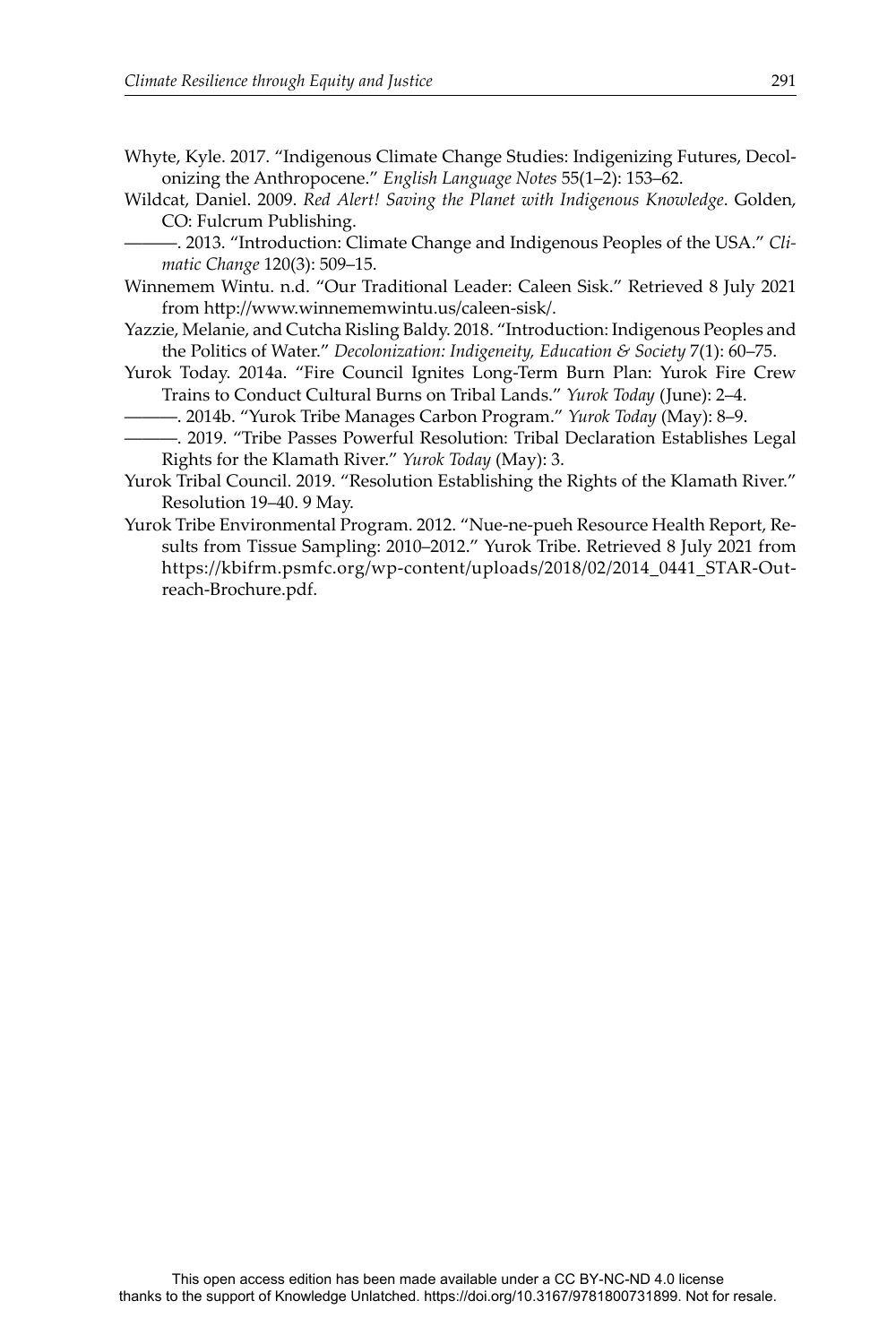Whyte, Kyle. 2017. "Indigenous Climate Change Studies: Indigenizing Futures, Decolonizing the Anthropocene." *English Language Notes* 55(1–2): 153–62.

Wildcat, Daniel. 2009. *Red Alert! Saving the Planet with Indigenous Knowledge*. Golden, CO: Fulcrum Publishing.

———. 2013. "Introduction: Climate Change and Indigenous Peoples of the USA." *Climatic Change* 120(3): 509–15.

Winnemem Wintu. n.d. "Our Traditional Leader: Caleen Sisk." Retrieved 8 July 2021 from http://www.winnememwintu.us/caleen-sisk/.

Yazzie, Melanie, and Cutcha Risling Baldy. 2018. "Introduction: Indigenous Peoples and the Politics of Water." *Decolonization: Indigeneity, Education & Society* 7(1): 60–75.

Yurok Today. 2014a. "Fire Council Ignites Long-Term Burn Plan: Yurok Fire Crew Trains to Conduct Cultural Burns on Tribal Lands." *Yurok Today* (June): 2–4.

———. 2014b. "Yurok Tribe Manages Carbon Program." *Yurok Today* (May): 8–9.

———. 2019. "Tribe Passes Powerful Resolution: Tribal Declaration Establishes Legal Rights for the Klamath River." *Yurok Today* (May): 3.

Yurok Tribal Council. 2019. "Resolution Establishing the Rights of the Klamath River." Resolution 19–40. 9 May.

Yurok Tribe Environmental Program. 2012. "Nue-ne-pueh Resource Health Report, Results from Tissue Sampling: 2010–2012." Yurok Tribe. Retrieved 8 July 2021 from https://kbifrm.psmfc.org/wp-content/uploads/2018/02/2014_0441_STAR-Outreach-Brochure.pdf.

This open access edition has been made available under a CC BY-NC-ND 4.0 license thanks to the support of Knowledge Unlatched. https://doi.org/10.3167/9781800731899. Not for resale.